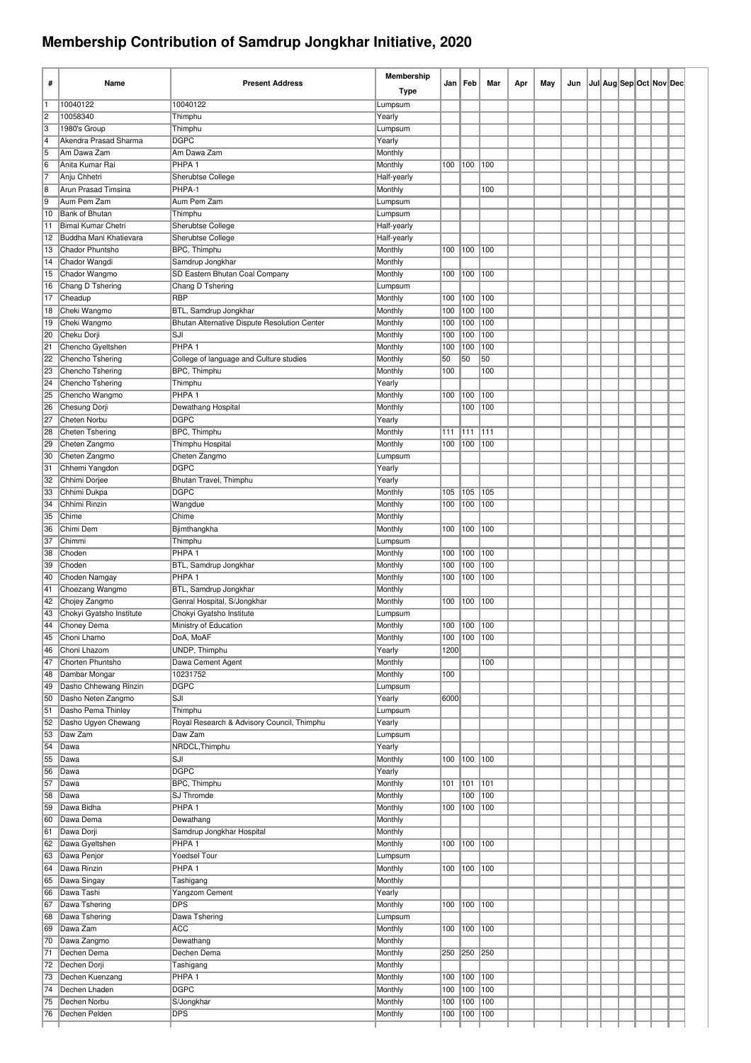# Membership Contribution of Samdrup Jongkhar Initiative, 2020

| # | Name | Present Address | Membership Type | Jan | Feb | Mar | Apr | May | Jun | Jul | Aug | Sep | Oct | Nov | Dec |
|---|---|---|---|---|---|---|---|---|---|---|---|---|---|---|---|
| 1 | 10040122 | 10040122 | Lumpsum | | | | | | | | | | | | |
| 2 | 10058340 | Thimphu | Yearly | | | | | | | | | | | | |
| 3 | 1980's Group | Thimphu | Lumpsum | | | | | | | | | | | | |
| 4 | Akendra Prasad Sharma | DGPC | Yearly | | | | | | | | | | | | |
| 5 | Am Dawa Zam | Am Dawa Zam | Monthly | | | | | | | | | | | | |
| 6 | Anita Kumar Rai | PHPA 1 | Monthly | 100 | 100 | 100 | | | | | | | | | |
| 7 | Anju Chhetri | Sherubtse College | Half-yearly | | | | | | | | | | | | |
| 8 | Arun Prasad Timsina | PHPA-1 | Monthly | | | 100 | | | | | | | | | |
| 9 | Aum Pem Zam | Aum Pem Zam | Lumpsum | | | | | | | | | | | | |
| 10 | Bank of Bhutan | Thimphu | Lumpsum | | | | | | | | | | | | |
| 11 | Bimal Kumar Chetri | Sherubtse College | Half-yearly | | | | | | | | | | | | |
| 12 | Buddha Mani Khatievara | Sherubtse College | Half-yearly | | | | | | | | | | | | |
| 13 | Chador Phuntsho | BPC, Thimphu | Monthly | 100 | 100 | 100 | | | | | | | | | |
| 14 | Chador Wangdi | Samdrup Jongkhar | Monthly | | | | | | | | | | | | |
| 15 | Chador Wangmo | SD Eastern Bhutan Coal Company | Monthly | 100 | 100 | 100 | | | | | | | | | |
| 16 | Chang D Tshering | Chang D Tshering | Lumpsum | | | | | | | | | | | | |
| 17 | Cheadup | RBP | Monthly | 100 | 100 | 100 | | | | | | | | | |
| 18 | Cheki Wangmo | BTL, Samdrup Jongkhar | Monthly | 100 | 100 | 100 | | | | | | | | | |
| 19 | Cheki Wangmo | Bhutan Alternative Dispute Resolution Center | Monthly | 100 | 100 | 100 | | | | | | | | | |
| 20 | Cheku Dorji | SJI | Monthly | 100 | 100 | 100 | | | | | | | | | |
| 21 | Chencho Gyeltshen | PHPA 1 | Monthly | 100 | 100 | 100 | | | | | | | | | |
| 22 | Chencho Tshering | College of language and Culture studies | Monthly | 50 | 50 | 50 | | | | | | | | | |
| 23 | Chencho Tshering | BPC, Thimphu | Monthly | 100 | | 100 | | | | | | | | | |
| 24 | Chencho Tshering | Thimphu | Yearly | | | | | | | | | | | | |
| 25 | Chencho Wangmo | PHPA 1 | Monthly | 100 | 100 | 100 | | | | | | | | | |
| 26 | Chesung Dorji | Dewathang Hospital | Monthly | | 100 | 100 | | | | | | | | | |
| 27 | Cheten Norbu | DGPC | Yearly | | | | | | | | | | | | |
| 28 | Cheten Tshering | BPC, Thimphu | Monthly | 111 | 111 | 111 | | | | | | | | | |
| 29 | Cheten Zangmo | Thimphu Hospital | Monthly | 100 | 100 | 100 | | | | | | | | | |
| 30 | Cheten Zangmo | Cheten Zangmo | Lumpsum | | | | | | | | | | | | |
| 31 | Chhemi Yangdon | DGPC | Yearly | | | | | | | | | | | | |
| 32 | Chhimi Dorjee | Bhutan Travel, Thimphu | Yearly | | | | | | | | | | | | |
| 33 | Chhimi Dukpa | DGPC | Monthly | 105 | 105 | 105 | | | | | | | | | |
| 34 | Chhimi Rinzin | Wangdue | Monthly | 100 | 100 | 100 | | | | | | | | | |
| 35 | Chime | Chime | Monthly | | | | | | | | | | | | |
| 36 | Chimi Dem | Bjimthangkha | Monthly | 100 | 100 | 100 | | | | | | | | | |
| 37 | Chimmi | Thimphu | Lumpsum | | | | | | | | | | | | |
| 38 | Choden | PHPA 1 | Monthly | 100 | 100 | 100 | | | | | | | | | |
| 39 | Choden | BTL, Samdrup Jongkhar | Monthly | 100 | 100 | 100 | | | | | | | | | |
| 40 | Choden Namgay | PHPA 1 | Monthly | 100 | 100 | 100 | | | | | | | | | |
| 41 | Choezang Wangmo | BTL, Samdrup Jongkhar | Monthly | | | | | | | | | | | | |
| 42 | Chojey Zangmo | Genral Hospital, S/Jongkhar | Monthly | 100 | 100 | 100 | | | | | | | | | |
| 43 | Chokyi Gyatsho Institute | Chokyi Gyatsho Institute | Lumpsum | | | | | | | | | | | | |
| 44 | Choney Dema | Ministry of Education | Monthly | 100 | 100 | 100 | | | | | | | | | |
| 45 | Choni Lhamo | DoA, MoAF | Monthly | 100 | 100 | 100 | | | | | | | | | |
| 46 | Choni Lhazom | UNDP, Thimphu | Yearly | 1200 | | | | | | | | | | | |
| 47 | Chorten Phuntsho | Dawa Cement Agent | Monthly | | | 100 | | | | | | | | | |
| 48 | Dambar Mongar | 10231752 | Monthly | 100 | | | | | | | | | | | |
| 49 | Dasho Chhewang Rinzin | DGPC | Lumpsum | | | | | | | | | | | | |
| 50 | Dasho Neten Zangmo | SJI | Yearly | 6000 | | | | | | | | | | | |
| 51 | Dasho Pema Thinley | Thimphu | Lumpsum | | | | | | | | | | | | |
| 52 | Dasho Ugyen Chewang | Royal Research & Advisory Council, Thimphu | Yearly | | | | | | | | | | | | |
| 53 | Daw Zam | Daw Zam | Lumpsum | | | | | | | | | | | | |
| 54 | Dawa | NRDCL,Thimphu | Yearly | | | | | | | | | | | | |
| 55 | Dawa | SJI | Monthly | 100 | 100 | 100 | | | | | | | | | |
| 56 | Dawa | DGPC | Yearly | | | | | | | | | | | | |
| 57 | Dawa | BPC, Thimphu | Monthly | 101 | 101 | 101 | | | | | | | | | |
| 58 | Dawa | SJ Thromde | Monthly | | 100 | 100 | | | | | | | | | |
| 59 | Dawa Bidha | PHPA 1 | Monthly | 100 | 100 | 100 | | | | | | | | | |
| 60 | Dawa Dema | Dewathang | Monthly | | | | | | | | | | | | |
| 61 | Dawa Dorji | Samdrup Jongkhar Hospital | Monthly | | | | | | | | | | | | |
| 62 | Dawa Gyeltshen | PHPA 1 | Monthly | 100 | 100 | 100 | | | | | | | | | |
| 63 | Dawa Penjor | Yoedsel Tour | Lumpsum | | | | | | | | | | | | |
| 64 | Dawa Rinzin | PHPA 1 | Monthly | 100 | 100 | 100 | | | | | | | | | |
| 65 | Dawa Singay | Tashigang | Monthly | | | | | | | | | | | | |
| 66 | Dawa Tashi | Yangzom Cement | Yearly | | | | | | | | | | | | |
| 67 | Dawa Tshering | DPS | Monthly | 100 | 100 | 100 | | | | | | | | | |
| 68 | Dawa Tshering | Dawa Tshering | Lumpsum | | | | | | | | | | | | |
| 69 | Dawa Zam | ACC | Monthly | 100 | 100 | 100 | | | | | | | | | |
| 70 | Dawa Zangmo | Dewathang | Monthly | | | | | | | | | | | | |
| 71 | Dechen Dema | Dechen Dema | Monthly | 250 | 250 | 250 | | | | | | | | | |
| 72 | Dechen Dorji | Tashigang | Monthly | | | | | | | | | | | | |
| 73 | Dechen Kuenzang | PHPA 1 | Monthly | 100 | 100 | 100 | | | | | | | | | |
| 74 | Dechen Lhaden | DGPC | Monthly | 100 | 100 | 100 | | | | | | | | | |
| 75 | Dechen Norbu | S/Jongkhar | Monthly | 100 | 100 | 100 | | | | | | | | | |
| 76 | Dechen Pelden | DPS | Monthly | 100 | 100 | 100 | | | | | | | | | |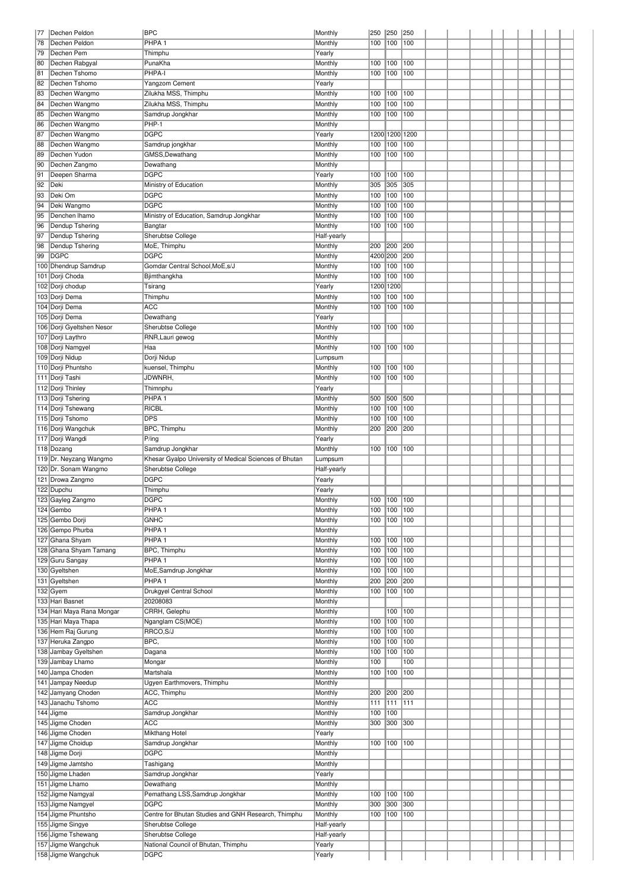| | | | | | | | | | | | | | | | | |
|---|---|---|---|---|---|---|---|---|---|---|---|---|---|---|---|---|
| 77 | Dechen Peldon | BPC | Monthly | 250 | 250 | 250 | | | | | | | | | | |
| 78 | Dechen Peldon | PHPA 1 | Monthly | 100 | 100 | 100 | | | | | | | | | | |
| 79 | Dechen Pem | Thimphu | Yearly | | | | | | | | | | | | | |
| 80 | Dechen Rabgyal | PunaKha | Monthly | 100 | 100 | 100 | | | | | | | | | | |
| 81 | Dechen Tshomo | PHPA-I | Monthly | 100 | 100 | 100 | | | | | | | | | | |
| 82 | Dechen Tshomo | Yangzom Cement | Yearly | | | | | | | | | | | | | |
| 83 | Dechen Wangmo | Zilukha MSS, Thimphu | Monthly | 100 | 100 | 100 | | | | | | | | | | |
| 84 | Dechen Wangmo | Zilukha MSS, Thimphu | Monthly | 100 | 100 | 100 | | | | | | | | | | |
| 85 | Dechen Wangmo | Samdrup Jongkhar | Monthly | 100 | 100 | 100 | | | | | | | | | | |
| 86 | Dechen Wangmo | PHP-1 | Monthly | | | | | | | | | | | | | |
| 87 | Dechen Wangmo | DGPC | Yearly | 1200 | 1200 | 1200 | | | | | | | | | | |
| 88 | Dechen Wangmo | Samdrup jongkhar | Monthly | 100 | 100 | 100 | | | | | | | | | | |
| 89 | Dechen Yudon | GMSS,Dewathang | Monthly | 100 | 100 | 100 | | | | | | | | | | |
| 90 | Dechen Zangmo | Dewathang | Monthly | | | | | | | | | | | | | |
| 91 | Deepen Sharma | DGPC | Yearly | 100 | 100 | 100 | | | | | | | | | | |
| 92 | Deki | Ministry of Education | Monthly | 305 | 305 | 305 | | | | | | | | | | |
| 93 | Deki Om | DGPC | Monthly | 100 | 100 | 100 | | | | | | | | | | |
| 94 | Deki Wangmo | DGPC | Monthly | 100 | 100 | 100 | | | | | | | | | | |
| 95 | Denchen lhamo | Ministry of Education, Samdrup Jongkhar | Monthly | 100 | 100 | 100 | | | | | | | | | | |
| 96 | Dendup Tshering | Bangtar | Monthly | 100 | 100 | 100 | | | | | | | | | | |
| 97 | Dendup Tshering | Sherubtse College | Half-yearly | | | | | | | | | | | | | |
| 98 | Dendup Tshering | MoE, Thimphu | Monthly | 200 | 200 | 200 | | | | | | | | | | |
| 99 | DGPC | DGPC | Monthly | 4200 | 200 | 200 | | | | | | | | | | |
| 100 | Dhendrup Samdrup | Gomdar Central School,MoE,s/J | Monthly | 100 | 100 | 100 | | | | | | | | | | |
| 101 | Dorji Choda | Bjimthangkha | Monthly | 100 | 100 | 100 | | | | | | | | | | |
| 102 | Dorji chodup | Tsirang | Yearly | 1200 | 1200 | | | | | | | | | | | |
| 103 | Dorji Dema | Thimphu | Monthly | 100 | 100 | 100 | | | | | | | | | | |
| 104 | Dorji Dema | ACC | Monthly | 100 | 100 | 100 | | | | | | | | | | |
| 105 | Dorji Dema | Dewathang | Yearly | | | | | | | | | | | | | |
| 106 | Dorji Gyeltshen Nesor | Sherubtse College | Monthly | 100 | 100 | 100 | | | | | | | | | | |
| 107 | Dorji Laythro | RNR,Lauri gewog | Monthly | | | | | | | | | | | | | |
| 108 | Dorji Namgyel | Haa | Monthly | 100 | 100 | 100 | | | | | | | | | | |
| 109 | Dorji Nidup | Dorji Nidup | Lumpsum | | | | | | | | | | | | | |
| 110 | Dorji Phuntsho | kuensel, Thimphu | Monthly | 100 | 100 | 100 | | | | | | | | | | |
| 111 | Dorji Tashi | JDWNRH, | Monthly | 100 | 100 | 100 | | | | | | | | | | |
| 112 | Dorji Thinley | Thimnphu | Yearly | | | | | | | | | | | | | |
| 113 | Dorji Tshering | PHPA 1 | Monthly | 500 | 500 | 500 | | | | | | | | | | |
| 114 | Dorji Tshewang | RICBL | Monthly | 100 | 100 | 100 | | | | | | | | | | |
| 115 | Dorji Tshomo | DPS | Monthly | 100 | 100 | 100 | | | | | | | | | | |
| 116 | Dorji Wangchuk | BPC, Thimphu | Monthly | 200 | 200 | 200 | | | | | | | | | | |
| 117 | Dorji Wangdi | P/ing | Yearly | | | | | | | | | | | | | |
| 118 | Dozang | Samdrup Jongkhar | Monthly | 100 | 100 | 100 | | | | | | | | | | |
| 119 | Dr. Neyzang Wangmo | Khesar Gyalpo University of Medical Sciences of Bhutan | Lumpsum | | | | | | | | | | | | | |
| 120 | Dr. Sonam Wangmo | Sherubtse College | Half-yearly | | | | | | | | | | | | | |
| 121 | Drowa Zangmo | DGPC | Yearly | | | | | | | | | | | | | |
| 122 | Dupchu | Thimphu | Yearly | | | | | | | | | | | | | |
| 123 | Gayleg Zangmo | DGPC | Monthly | 100 | 100 | 100 | | | | | | | | | | |
| 124 | Gembo | PHPA 1 | Monthly | 100 | 100 | 100 | | | | | | | | | | |
| 125 | Gembo Dorji | GNHC | Monthly | 100 | 100 | 100 | | | | | | | | | | |
| 126 | Gempo Phurba | PHPA 1 | Monthly | | | | | | | | | | | | | |
| 127 | Ghana Shyam | PHPA 1 | Monthly | 100 | 100 | 100 | | | | | | | | | | |
| 128 | Ghana Shyam Tamang | BPC, Thimphu | Monthly | 100 | 100 | 100 | | | | | | | | | | |
| 129 | Guru Sangay | PHPA 1 | Monthly | 100 | 100 | 100 | | | | | | | | | | |
| 130 | Gyeltshen | MoE,Samdrup Jongkhar | Monthly | 100 | 100 | 100 | | | | | | | | | | |
| 131 | Gyeltshen | PHPA 1 | Monthly | 200 | 200 | 200 | | | | | | | | | | |
| 132 | Gyem | Drukgyel Central School | Monthly | 100 | 100 | 100 | | | | | | | | | | |
| 133 | Hari Basnet | 20208083 | Monthly | | | | | | | | | | | | | |
| 134 | Hari Maya Rana Mongar | CRRH, Gelephu | Monthly | | 100 | 100 | | | | | | | | | | |
| 135 | Hari Maya Thapa | Nganglam CS(MOE) | Monthly | 100 | 100 | 100 | | | | | | | | | | |
| 136 | Hem Raj Gurung | RRCO,S/J | Monthly | 100 | 100 | 100 | | | | | | | | | | |
| 137 | Heruka Zangpo | BPC, | Monthly | 100 | 100 | 100 | | | | | | | | | | |
| 138 | Jambay Gyeltshen | Dagana | Monthly | 100 | 100 | 100 | | | | | | | | | | |
| 139 | Jambay Lhamo | Mongar | Monthly | 100 | | 100 | | | | | | | | | | |
| 140 | Jampa Choden | Martshala | Monthly | 100 | 100 | 100 | | | | | | | | | | |
| 141 | Jampay Needup | Ugyen Earthmovers, Thimphu | Monthly | | | | | | | | | | | | | |
| 142 | Jamyang Choden | ACC, Thimphu | Monthly | 200 | 200 | 200 | | | | | | | | | | |
| 143 | Janachu Tshomo | ACC | Monthly | 111 | 111 | 111 | | | | | | | | | | |
| 144 | Jigme | Samdrup Jongkhar | Monthly | 100 | 100 | | | | | | | | | | | |
| 145 | Jigme Choden | ACC | Monthly | 300 | 300 | 300 | | | | | | | | | | |
| 146 | Jigme Choden | Mikthang Hotel | Yearly | | | | | | | | | | | | | |
| 147 | Jigme Choidup | Samdrup Jongkhar | Monthly | 100 | 100 | 100 | | | | | | | | | | |
| 148 | Jigme Dorji | DGPC | Monthly | | | | | | | | | | | | | |
| 149 | Jigme Jamtsho | Tashigang | Monthly | | | | | | | | | | | | | |
| 150 | Jigme Lhaden | Samdrup Jongkhar | Yearly | | | | | | | | | | | | | |
| 151 | Jigme Lhamo | Dewathang | Monthly | | | | | | | | | | | | | |
| 152 | Jigme Namgyal | Pemathang LSS,Samdrup Jongkhar | Monthly | 100 | 100 | 100 | | | | | | | | | | |
| 153 | Jigme Namgyel | DGPC | Monthly | 300 | 300 | 300 | | | | | | | | | | |
| 154 | Jigme Phuntsho | Centre for Bhutan Studies and GNH Research, Thimphu | Monthly | 100 | 100 | 100 | | | | | | | | | | |
| 155 | Jigme Singye | Sherubtse College | Half-yearly | | | | | | | | | | | | | |
| 156 | Jigme Tshewang | Sherubtse College | Half-yearly | | | | | | | | | | | | | |
| 157 | Jigme Wangchuk | National Council of Bhutan, Thimphu | Yearly | | | | | | | | | | | | | |
| 158 | Jigme Wangchuk | DGPC | Yearly | | | | | | | | | | | | | |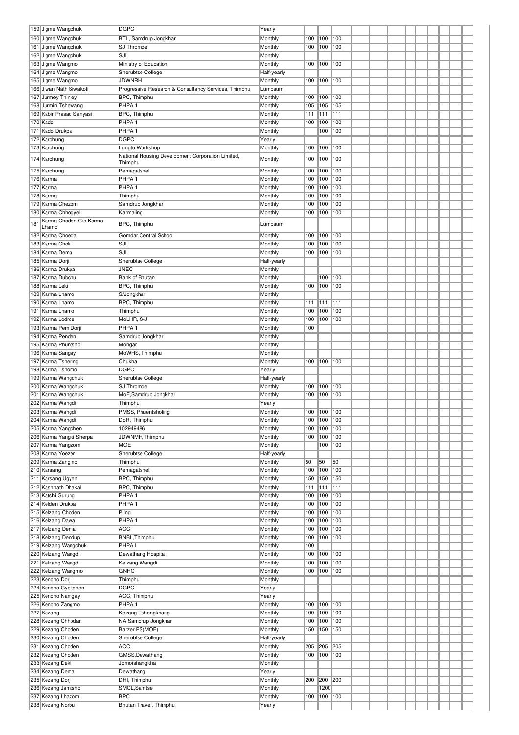| | | | | | | | | | | | | | | | |
|---|---|---|---|---|---|---|---|---|---|---|---|---|---|---|---|
| 159 | Jigme Wangchuk | DGPC | Yearly | | | | | | | | | | | | |
| 160 | Jigme Wangchuk | BTL, Samdrup Jongkhar | Monthly | 100 | 100 | 100 | | | | | | | | | |
| 161 | Jigme Wangchuk | SJ Thromde | Monthly | 100 | 100 | 100 | | | | | | | | | |
| 162 | Jigme Wangchuk | SJI | Monthly | | | | | | | | | | | | |
| 163 | Jigme Wangmo | Ministry of Education | Monthly | 100 | 100 | 100 | | | | | | | | | |
| 164 | Jigme Wangmo | Sherubtse College | Half-yearly | | | | | | | | | | | | |
| 165 | Jigme Wangmo | JDWNRH | Monthly | 100 | 100 | 100 | | | | | | | | | |
| 166 | Jiwan Nath Siwakoti | Progressive Research & Consultancy Services, Thimphu | Lumpsum | | | | | | | | | | | | |
| 167 | Jurmey Thinley | BPC, Thimphu | Monthly | 100 | 100 | 100 | | | | | | | | | |
| 168 | Jurmin Tshewang | PHPA 1 | Monthly | 105 | 105 | 105 | | | | | | | | | |
| 169 | Kabir Prasad Sanyasi | BPC, Thimphu | Monthly | 111 | 111 | 111 | | | | | | | | | |
| 170 | Kado | PHPA 1 | Monthly | 100 | 100 | 100 | | | | | | | | | |
| 171 | Kado Drukpa | PHPA 1 | Monthly | | 100 | 100 | | | | | | | | | |
| 172 | Karchung | DGPC | Yearly | | | | | | | | | | | | |
| 173 | Karchung | Lungtu Workshop | Monthly | 100 | 100 | 100 | | | | | | | | | |
| 174 | Karchung | National Housing Development Corporation Limited, Thimphu | Monthly | 100 | 100 | 100 | | | | | | | | | |
| 175 | Karchung | Pemagatshel | Monthly | 100 | 100 | 100 | | | | | | | | | |
| 176 | Karma | PHPA 1 | Monthly | 100 | 100 | 100 | | | | | | | | | |
| 177 | Karma | PHPA 1 | Monthly | 100 | 100 | 100 | | | | | | | | | |
| 178 | Karma | Thimphu | Monthly | 100 | 100 | 100 | | | | | | | | | |
| 179 | Karma Chezom | Samdrup Jongkhar | Monthly | 100 | 100 | 100 | | | | | | | | | |
| 180 | Karma Chhogyel | Karmaling | Monthly | 100 | 100 | 100 | | | | | | | | | |
| 181 | Karma Choden C/o Karma Lhamo | BPC, Thimphu | Lumpsum | | | | | | | | | | | | |
| 182 | Karma Choeda | Gomdar Central School | Monthly | 100 | 100 | 100 | | | | | | | | | |
| 183 | Karma Choki | SJI | Monthly | 100 | 100 | 100 | | | | | | | | | |
| 184 | Karma Dema | SJI | Monthly | 100 | 100 | 100 | | | | | | | | | |
| 185 | Karma Dorji | Sherubtse College | Half-yearly | | | | | | | | | | | | |
| 186 | Karma Drukpa | JNEC | Monthly | | | | | | | | | | | | |
| 187 | Karma Dubchu | Bank of Bhutan | Monthly | | 100 | 100 | | | | | | | | | |
| 188 | Karma Leki | BPC, Thimphu | Monthly | 100 | 100 | 100 | | | | | | | | | |
| 189 | Karma Lhamo | S/Jongkhar | Monthly | | | | | | | | | | | | |
| 190 | Karma Lhamo | BPC, Thimphu | Monthly | 111 | 111 | 111 | | | | | | | | | |
| 191 | Karma Lhamo | Thimphu | Monthly | 100 | 100 | 100 | | | | | | | | | |
| 192 | Karma Lodroe | MoLHR, S/J | Monthly | 100 | 100 | 100 | | | | | | | | | |
| 193 | Karma Pem Dorji | PHPA 1 | Monthly | 100 | | | | | | | | | | | |
| 194 | Karma Penden | Samdrup Jongkhar | Monthly | | | | | | | | | | | | |
| 195 | Karma Phuntsho | Mongar | Monthly | | | | | | | | | | | | |
| 196 | Karma Sangay | MoWHS, Thimphu | Monthly | | | | | | | | | | | | |
| 197 | Karma Tshering | Chukha | Monthly | 100 | 100 | 100 | | | | | | | | | |
| 198 | Karma Tshomo | DGPC | Yearly | | | | | | | | | | | | |
| 199 | Karma Wangchuk | Sherubtse College | Half-yearly | | | | | | | | | | | | |
| 200 | Karma Wangchuk | SJ Thromde | Monthly | 100 | 100 | 100 | | | | | | | | | |
| 201 | Karma Wangchuk | MoE,Samdrup Jongkhar | Monthly | 100 | 100 | 100 | | | | | | | | | |
| 202 | Karma Wangdi | Thimphu | Yearly | | | | | | | | | | | | |
| 203 | Karma Wangdi | PMSS, Phuentsholing | Monthly | 100 | 100 | 100 | | | | | | | | | |
| 204 | Karma Wangdi | DoR, Thimphu | Monthly | 100 | 100 | 100 | | | | | | | | | |
| 205 | Karma Yangchen | 102949486 | Monthly | 100 | 100 | 100 | | | | | | | | | |
| 206 | Karma Yangki Sherpa | JDWNMH,Thimphu | Monthly | 100 | 100 | 100 | | | | | | | | | |
| 207 | Karma Yangzom | MOE | Monthly | | 100 | 100 | | | | | | | | | |
| 208 | Karma Yoezer | Sherubtse College | Half-yearly | | | | | | | | | | | | |
| 209 | Karma Zangmo | Thimphu | Monthly | 50 | 50 | 50 | | | | | | | | | |
| 210 | Karsang | Pemagatshel | Monthly | 100 | 100 | 100 | | | | | | | | | |
| 211 | Karsang Ugyen | BPC, Thimphu | Monthly | 150 | 150 | 150 | | | | | | | | | |
| 212 | Kashnath Dhakal | BPC, Thimphu | Monthly | 111 | 111 | 111 | | | | | | | | | |
| 213 | Katshi Gurung | PHPA 1 | Monthly | 100 | 100 | 100 | | | | | | | | | |
| 214 | Kelden Drukpa | PHPA 1 | Monthly | 100 | 100 | 100 | | | | | | | | | |
| 215 | Kelzang Choden | Pling | Monthly | 100 | 100 | 100 | | | | | | | | | |
| 216 | Kelzang Dawa | PHPA 1 | Monthly | 100 | 100 | 100 | | | | | | | | | |
| 217 | Kelzang Dema | ACC | Monthly | 100 | 100 | 100 | | | | | | | | | |
| 218 | Kelzang Dendup | BNBL,Thimphu | Monthly | 100 | 100 | 100 | | | | | | | | | |
| 219 | Kelzang Wangchuk | PHPA I | Monthly | 100 | | | | | | | | | | | |
| 220 | Kelzang Wangdi | Dewathang Hospital | Monthly | 100 | 100 | 100 | | | | | | | | | |
| 221 | Kelzang Wangdi | Kelzang Wangdi | Monthly | 100 | 100 | 100 | | | | | | | | | |
| 222 | Kelzang Wangmo | GNHC | Monthly | 100 | 100 | 100 | | | | | | | | | |
| 223 | Kencho Dorji | Thimphu | Monthly | | | | | | | | | | | | |
| 224 | Kencho Gyeltshen | DGPC | Yearly | | | | | | | | | | | | |
| 225 | Kencho Namgay | ACC, Thimphu | Yearly | | | | | | | | | | | | |
| 226 | Kencho Zangmo | PHPA 1 | Monthly | 100 | 100 | 100 | | | | | | | | | |
| 227 | Kezang | Kezang Tshongkhang | Monthly | 100 | 100 | 100 | | | | | | | | | |
| 228 | Kezang Chhodar | NA Samdrup Jongkhar | Monthly | 100 | 100 | 100 | | | | | | | | | |
| 229 | Kezang Choden | Barzer PS(MOE) | Monthly | 150 | 150 | 150 | | | | | | | | | |
| 230 | Kezang Choden | Sherubtse College | Half-yearly | | | | | | | | | | | | |
| 231 | Kezang Choden | ACC | Monthly | 205 | 205 | 205 | | | | | | | | | |
| 232 | Kezang Choden | GMSS,Dewathang | Monthly | 100 | 100 | 100 | | | | | | | | | |
| 233 | Kezang Deki | Jomotshangkha | Monthly | | | | | | | | | | | | |
| 234 | Kezang Dema | Dewathang | Yearly | | | | | | | | | | | | |
| 235 | Kezang Dorji | DHI, Thimphu | Monthly | 200 | 200 | 200 | | | | | | | | | |
| 236 | Kezang Jamtsho | SMCL,Samtse | Monthly | | 1200 | | | | | | | | | | |
| 237 | Kezang Lhazom | BPC | Monthly | 100 | 100 | 100 | | | | | | | | | |
| 238 | Kezang Norbu | Bhutan Travel, Thimphu | Yearly | | | | | | | | | | | | |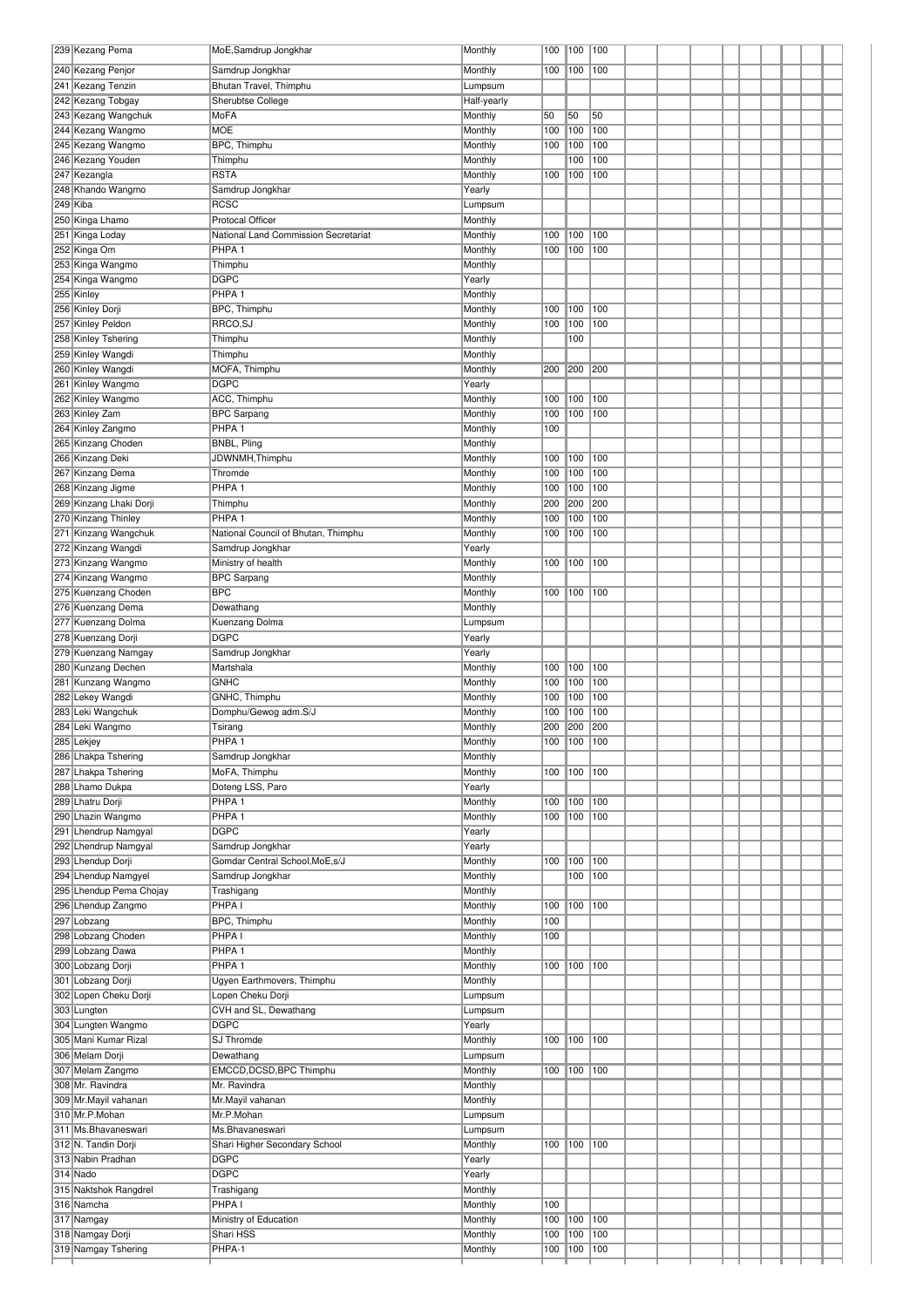| | | | | | | |
|---|---|---|---|---|---|---|
| 239 | Kezang Pema | MoE,Samdrup Jongkhar | Monthly | 100 | 100 | 100 |
| 240 | Kezang Penjor | Samdrup Jongkhar | Monthly | 100 | 100 | 100 |
| 241 | Kezang Tenzin | Bhutan Travel, Thimphu | Lumpsum | | | |
| 242 | Kezang Tobgay | Sherubtse College | Half-yearly | | | |
| 243 | Kezang Wangchuk | MoFA | Monthly | 50 | 50 | 50 |
| 244 | Kezang Wangmo | MOE | Monthly | 100 | 100 | 100 |
| 245 | Kezang Wangmo | BPC, Thimphu | Monthly | 100 | 100 | 100 |
| 246 | Kezang Youden | Thimphu | Monthly | | 100 | 100 |
| 247 | Kezangla | RSTA | Monthly | 100 | 100 | 100 |
| 248 | Khando Wangmo | Samdrup Jongkhar | Yearly | | | |
| 249 | Kiba | RCSC | Lumpsum | | | |
| 250 | Kinga Lhamo | Protocal Officer | Monthly | | | |
| 251 | Kinga Loday | National Land Commission Secretariat | Monthly | 100 | 100 | 100 |
| 252 | Kinga Om | PHPA 1 | Monthly | 100 | 100 | 100 |
| 253 | Kinga Wangmo | Thimphu | Monthly | | | |
| 254 | Kinga Wangmo | DGPC | Yearly | | | |
| 255 | Kinley | PHPA 1 | Monthly | | | |
| 256 | Kinley Dorji | BPC, Thimphu | Monthly | 100 | 100 | 100 |
| 257 | Kinley Peldon | RRCO,SJ | Monthly | 100 | 100 | 100 |
| 258 | Kinley Tshering | Thimphu | Monthly | | 100 | |
| 259 | Kinley Wangdi | Thimphu | Monthly | | | |
| 260 | Kinley Wangdi | MOFA, Thimphu | Monthly | 200 | 200 | 200 |
| 261 | Kinley Wangmo | DGPC | Yearly | | | |
| 262 | Kinley Wangmo | ACC, Thimphu | Monthly | 100 | 100 | 100 |
| 263 | Kinley Zam | BPC Sarpang | Monthly | 100 | 100 | 100 |
| 264 | Kinley Zangmo | PHPA 1 | Monthly | 100 | | |
| 265 | Kinzang Choden | BNBL, Pling | Monthly | | | |
| 266 | Kinzang Deki | JDWNMH,Thimphu | Monthly | 100 | 100 | 100 |
| 267 | Kinzang Dema | Thromde | Monthly | 100 | 100 | 100 |
| 268 | Kinzang Jigme | PHPA 1 | Monthly | 100 | 100 | 100 |
| 269 | Kinzang Lhaki Dorji | Thimphu | Monthly | 200 | 200 | 200 |
| 270 | Kinzang Thinley | PHPA 1 | Monthly | 100 | 100 | 100 |
| 271 | Kinzang Wangchuk | National Council of Bhutan, Thimphu | Monthly | 100 | 100 | 100 |
| 272 | Kinzang Wangdi | Samdrup Jongkhar | Yearly | | | |
| 273 | Kinzang Wangmo | Ministry of health | Monthly | 100 | 100 | 100 |
| 274 | Kinzang Wangmo | BPC Sarpang | Monthly | | | |
| 275 | Kuenzang Choden | BPC | Monthly | 100 | 100 | 100 |
| 276 | Kuenzang Dema | Dewathang | Monthly | | | |
| 277 | Kuenzang Dolma | Kuenzang Dolma | Lumpsum | | | |
| 278 | Kuenzang Dorji | DGPC | Yearly | | | |
| 279 | Kuenzang Namgay | Samdrup Jongkhar | Yearly | | | |
| 280 | Kunzang Dechen | Martshala | Monthly | 100 | 100 | 100 |
| 281 | Kunzang Wangmo | GNHC | Monthly | 100 | 100 | 100 |
| 282 | Lekey Wangdi | GNHC, Thimphu | Monthly | 100 | 100 | 100 |
| 283 | Leki Wangchuk | Domphu/Gewog adm.S/J | Monthly | 100 | 100 | 100 |
| 284 | Leki Wangmo | Tsirang | Monthly | 200 | 200 | 200 |
| 285 | Lekjey | PHPA 1 | Monthly | 100 | 100 | 100 |
| 286 | Lhakpa Tshering | Samdrup Jongkhar | Monthly | | | |
| 287 | Lhakpa Tshering | MoFA, Thimphu | Monthly | 100 | 100 | 100 |
| 288 | Lhamo Dukpa | Doteng LSS, Paro | Yearly | | | |
| 289 | Lhatru Dorji | PHPA 1 | Monthly | 100 | 100 | 100 |
| 290 | Lhazin Wangmo | PHPA 1 | Monthly | 100 | 100 | 100 |
| 291 | Lhendrup Namgyal | DGPC | Yearly | | | |
| 292 | Lhendrup Namgyal | Samdrup Jongkhar | Yearly | | | |
| 293 | Lhendup Dorji | Gomdar Central School,MoE,s/J | Monthly | 100 | 100 | 100 |
| 294 | Lhendup Namgyel | Samdrup Jongkhar | Monthly | | 100 | 100 |
| 295 | Lhendup Pema Chojay | Trashigang | Monthly | | | |
| 296 | Lhendup Zangmo | PHPA I | Monthly | 100 | 100 | 100 |
| 297 | Lobzang | BPC, Thimphu | Monthly | 100 | | |
| 298 | Lobzang Choden | PHPA I | Monthly | 100 | | |
| 299 | Lobzang Dawa | PHPA 1 | Monthly | | | |
| 300 | Lobzang Dorji | PHPA 1 | Monthly | 100 | 100 | 100 |
| 301 | Lobzang Dorji | Ugyen Earthmovers, Thimphu | Monthly | | | |
| 302 | Lopen Cheku Dorji | Lopen Cheku Dorji | Lumpsum | | | |
| 303 | Lungten | CVH and SL, Dewathang | Lumpsum | | | |
| 304 | Lungten Wangmo | DGPC | Yearly | | | |
| 305 | Mani Kumar Rizal | SJ Thromde | Monthly | 100 | 100 | 100 |
| 306 | Melam Dorji | Dewathang | Lumpsum | | | |
| 307 | Melam Zangmo | EMCCD,DCSD,BPC Thimphu | Monthly | 100 | 100 | 100 |
| 308 | Mr. Ravindra | Mr. Ravindra | Monthly | | | |
| 309 | Mr.Mayil vahanan | Mr.Mayil vahanan | Monthly | | | |
| 310 | Mr.P.Mohan | Mr.P.Mohan | Lumpsum | | | |
| 311 | Ms.Bhavaneswari | Ms.Bhavaneswari | Lumpsum | | | |
| 312 | N. Tandin Dorji | Shari Higher Secondary School | Monthly | 100 | 100 | 100 |
| 313 | Nabin Pradhan | DGPC | Yearly | | | |
| 314 | Nado | DGPC | Yearly | | | |
| 315 | Naktshok Rangdrel | Trashigang | Monthly | | | |
| 316 | Namcha | PHPA I | Monthly | 100 | | |
| 317 | Namgay | Ministry of Education | Monthly | 100 | 100 | 100 |
| 318 | Namgay Dorji | Shari HSS | Monthly | 100 | 100 | 100 |
| 319 | Namgay Tshering | PHPA-1 | Monthly | 100 | 100 | 100 |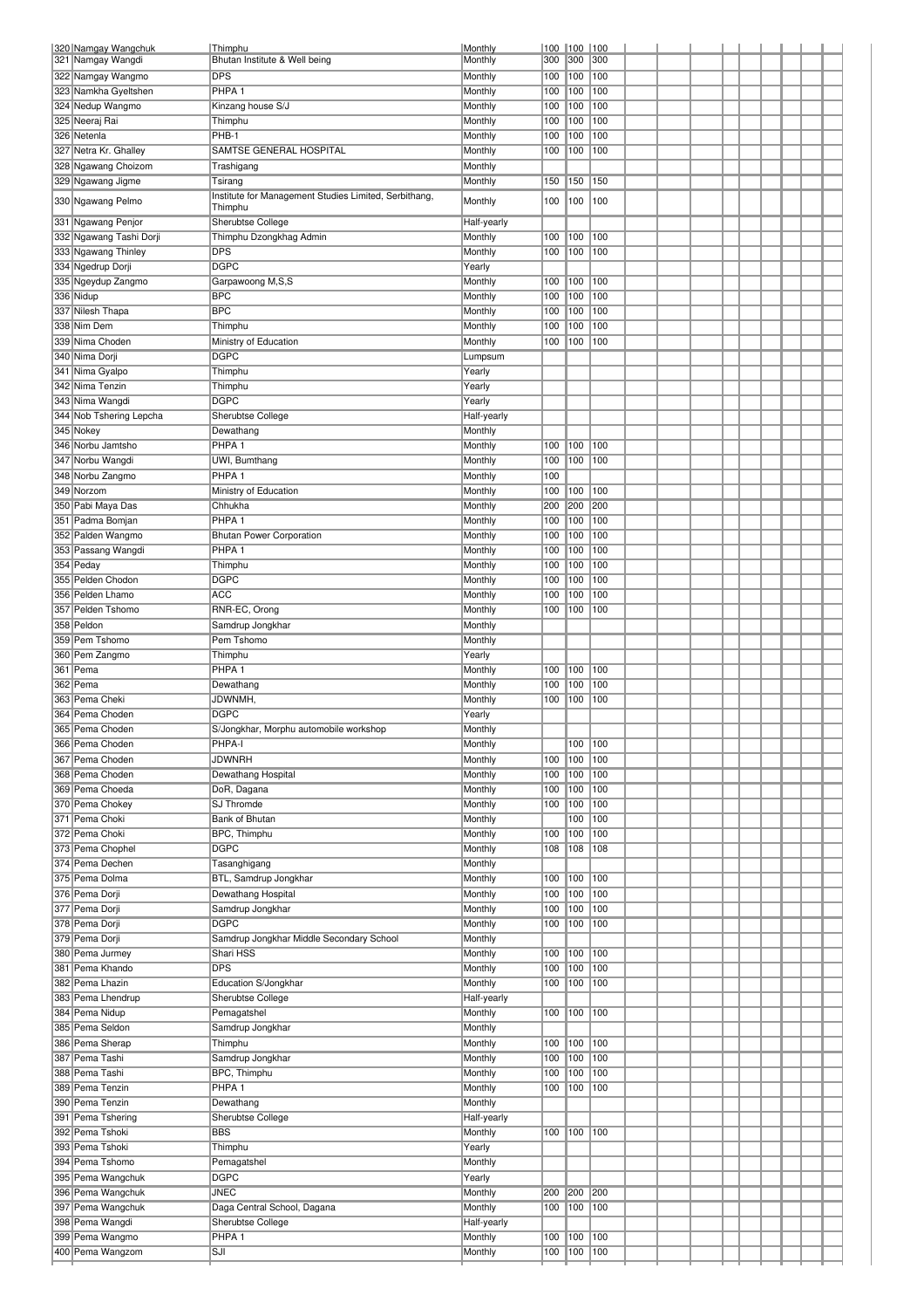| | | | | | | |
|---|---|---|---|---|---|---|
| 320 | Namgay Wangchuk | Thimphu | Monthly | 100 | 100 | 100 |
| 321 | Namgay Wangdi | Bhutan Institute & Well being | Monthly | 300 | 300 | 300 |
| 322 | Namgay Wangmo | DPS | Monthly | 100 | 100 | 100 |
| 323 | Namkha Gyeltshen | PHPA 1 | Monthly | 100 | 100 | 100 |
| 324 | Nedup Wangmo | Kinzang house S/J | Monthly | 100 | 100 | 100 |
| 325 | Neeraj Rai | Thimphu | Monthly | 100 | 100 | 100 |
| 326 | Netenla | PHB-1 | Monthly | 100 | 100 | 100 |
| 327 | Netra Kr. Ghalley | SAMTSE GENERAL HOSPITAL | Monthly | 100 | 100 | 100 |
| 328 | Ngawang Choizom | Trashigang | Monthly | | | |
| 329 | Ngawang Jigme | Tsirang | Monthly | 150 | 150 | 150 |
| 330 | Ngawang Pelmo | Institute for Management Studies Limited, Serbithang, Thimphu | Monthly | 100 | 100 | 100 |
| 331 | Ngawang Penjor | Sherubtse College | Half-yearly | | | |
| 332 | Ngawang Tashi Dorji | Thimphu Dzongkhag Admin | Monthly | 100 | 100 | 100 |
| 333 | Ngawang Thinley | DPS | Monthly | 100 | 100 | 100 |
| 334 | Ngedrup Dorji | DGPC | Yearly | | | |
| 335 | Ngeydup Zangmo | Garpawoong M,S,S | Monthly | 100 | 100 | 100 |
| 336 | Nidup | BPC | Monthly | 100 | 100 | 100 |
| 337 | Nilesh Thapa | BPC | Monthly | 100 | 100 | 100 |
| 338 | Nim Dem | Thimphu | Monthly | 100 | 100 | 100 |
| 339 | Nima Choden | Ministry of Education | Monthly | 100 | 100 | 100 |
| 340 | Nima Dorji | DGPC | Lumpsum | | | |
| 341 | Nima Gyalpo | Thimphu | Yearly | | | |
| 342 | Nima Tenzin | Thimphu | Yearly | | | |
| 343 | Nima Wangdi | DGPC | Yearly | | | |
| 344 | Nob Tshering Lepcha | Sherubtse College | Half-yearly | | | |
| 345 | Nokey | Dewathang | Monthly | | | |
| 346 | Norbu Jamtsho | PHPA 1 | Monthly | 100 | 100 | 100 |
| 347 | Norbu Wangdi | UWI, Bumthang | Monthly | 100 | 100 | 100 |
| 348 | Norbu Zangmo | PHPA 1 | Monthly | 100 | | |
| 349 | Norzom | Ministry of Education | Monthly | 100 | 100 | 100 |
| 350 | Pabi Maya Das | Chhukha | Monthly | 200 | 200 | 200 |
| 351 | Padma Bomjan | PHPA 1 | Monthly | 100 | 100 | 100 |
| 352 | Palden Wangmo | Bhutan Power Corporation | Monthly | 100 | 100 | 100 |
| 353 | Passang Wangdi | PHPA 1 | Monthly | 100 | 100 | 100 |
| 354 | Peday | Thimphu | Monthly | 100 | 100 | 100 |
| 355 | Pelden Chodon | DGPC | Monthly | 100 | 100 | 100 |
| 356 | Pelden Lhamo | ACC | Monthly | 100 | 100 | 100 |
| 357 | Pelden Tshomo | RNR-EC, Orong | Monthly | 100 | 100 | 100 |
| 358 | Peldon | Samdrup Jongkhar | Monthly | | | |
| 359 | Pem Tshomo | Pem Tshomo | Monthly | | | |
| 360 | Pem Zangmo | Thimphu | Yearly | | | |
| 361 | Pema | PHPA 1 | Monthly | 100 | 100 | 100 |
| 362 | Pema | Dewathang | Monthly | 100 | 100 | 100 |
| 363 | Pema Cheki | JDWNMH, | Monthly | 100 | 100 | 100 |
| 364 | Pema Choden | DGPC | Yearly | | | |
| 365 | Pema Choden | S/Jongkhar, Morphu automobile workshop | Monthly | | | |
| 366 | Pema Choden | PHPA-I | Monthly | | 100 | 100 |
| 367 | Pema Choden | JDWNRH | Monthly | 100 | 100 | 100 |
| 368 | Pema Choden | Dewathang Hospital | Monthly | 100 | 100 | 100 |
| 369 | Pema Choeda | DoR, Dagana | Monthly | 100 | 100 | 100 |
| 370 | Pema Chokey | SJ Thromde | Monthly | 100 | 100 | 100 |
| 371 | Pema Choki | Bank of Bhutan | Monthly | | 100 | 100 |
| 372 | Pema Choki | BPC, Thimphu | Monthly | 100 | 100 | 100 |
| 373 | Pema Chophel | DGPC | Monthly | 108 | 108 | 108 |
| 374 | Pema Dechen | Tasanghigang | Monthly | | | |
| 375 | Pema Dolma | BTL, Samdrup Jongkhar | Monthly | 100 | 100 | 100 |
| 376 | Pema Dorji | Dewathang Hospital | Monthly | 100 | 100 | 100 |
| 377 | Pema Dorji | Samdrup Jongkhar | Monthly | 100 | 100 | 100 |
| 378 | Pema Dorji | DGPC | Monthly | 100 | 100 | 100 |
| 379 | Pema Dorji | Samdrup Jongkhar Middle Secondary School | Monthly | | | |
| 380 | Pema Jurmey | Shari HSS | Monthly | 100 | 100 | 100 |
| 381 | Pema Khando | DPS | Monthly | 100 | 100 | 100 |
| 382 | Pema Lhazin | Education S/Jongkhar | Monthly | 100 | 100 | 100 |
| 383 | Pema Lhendrup | Sherubtse College | Half-yearly | | | |
| 384 | Pema Nidup | Pemagatshel | Monthly | 100 | 100 | 100 |
| 385 | Pema Seldon | Samdrup Jongkhar | Monthly | | | |
| 386 | Pema Sherap | Thimphu | Monthly | 100 | 100 | 100 |
| 387 | Pema Tashi | Samdrup Jongkhar | Monthly | 100 | 100 | 100 |
| 388 | Pema Tashi | BPC, Thimphu | Monthly | 100 | 100 | 100 |
| 389 | Pema Tenzin | PHPA 1 | Monthly | 100 | 100 | 100 |
| 390 | Pema Tenzin | Dewathang | Monthly | | | |
| 391 | Pema Tshering | Sherubtse College | Half-yearly | | | |
| 392 | Pema Tshoki | BBS | Monthly | 100 | 100 | 100 |
| 393 | Pema Tshoki | Thimphu | Yearly | | | |
| 394 | Pema Tshomo | Pemagatshel | Monthly | | | |
| 395 | Pema Wangchuk | DGPC | Yearly | | | |
| 396 | Pema Wangchuk | JNEC | Monthly | 200 | 200 | 200 |
| 397 | Pema Wangchuk | Daga Central School, Dagana | Monthly | 100 | 100 | 100 |
| 398 | Pema Wangdi | Sherubtse College | Half-yearly | | | |
| 399 | Pema Wangmo | PHPA 1 | Monthly | 100 | 100 | 100 |
| 400 | Pema Wangzom | SJI | Monthly | 100 | 100 | 100 |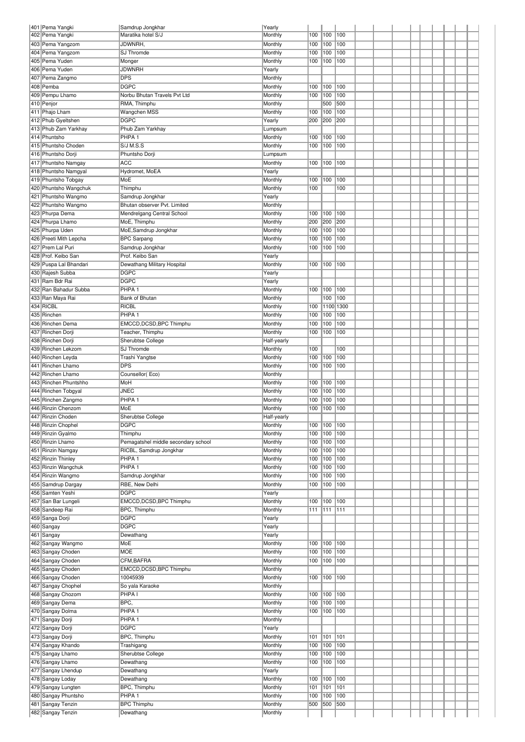| | | | | | | |
|---|---|---|---|---|---|---|
| 401 | Pema Yangki | Samdrup Jongkhar | Yearly | | | |
| 402 | Pema Yangki | Maratika hotel S/J | Monthly | 100 | 100 | 100 |
| 403 | Pema Yangzom | JDWNRH, | Monthly | 100 | 100 | 100 |
| 404 | Pema Yangzom | SJ Thromde | Monthly | 100 | 100 | 100 |
| 405 | Pema Yuden | Monger | Monthly | 100 | 100 | 100 |
| 406 | Pema Yuden | JDWNRH | Yearly | | | |
| 407 | Pema Zangmo | DPS | Monthly | | | |
| 408 | Pemba | DGPC | Monthly | 100 | 100 | 100 |
| 409 | Pempu Lhamo | Norbu Bhutan Travels Pvt Ltd | Monthly | 100 | 100 | 100 |
| 410 | Penjor | RMA, Thimphu | Monthly | | 500 | 500 |
| 411 | Phajo Lham | Wangchen MSS | Monthly | 100 | 100 | 100 |
| 412 | Phub Gyeltshen | DGPC | Yearly | 200 | 200 | 200 |
| 413 | Phub Zam Yarkhay | Phub Zam Yarkhay | Lumpsum | | | |
| 414 | Phuntsho | PHPA 1 | Monthly | 100 | 100 | 100 |
| 415 | Phuntsho Choden | S/J M.S.S | Monthly | 100 | 100 | 100 |
| 416 | Phuntsho Dorji | Phuntsho Dorji | Lumpsum | | | |
| 417 | Phuntsho Namgay | ACC | Monthly | 100 | 100 | 100 |
| 418 | Phuntsho Namgyal | Hydromet, MoEA | Yearly | | | |
| 419 | Phuntsho Tobgay | MoE | Monthly | 100 | 100 | 100 |
| 420 | Phuntsho Wangchuk | Thimphu | Monthly | 100 | | 100 |
| 421 | Phuntsho Wangmo | Samdrup Jongkhar | Yearly | | | |
| 422 | Phuntsho Wangmo | Bhutan observer Pvt. Limited | Monthly | | | |
| 423 | Phurpa Dema | Mendrelgang Central School | Monthly | 100 | 100 | 100 |
| 424 | Phurpa Lhamo | MoE, Thimphu | Monthly | 200 | 200 | 200 |
| 425 | Phurpa Uden | MoE,Samdrup Jongkhar | Monthly | 100 | 100 | 100 |
| 426 | Preeti Mith Lepcha | BPC Sarpang | Monthly | 100 | 100 | 100 |
| 427 | Prem Lal Puri | Samdrup Jongkhar | Monthly | 100 | 100 | 100 |
| 428 | Prof. Keibo San | Prof. Keibo San | Yearly | | | |
| 429 | Puspa Lal Bhandari | Dewathang Military Hospital | Monthly | 100 | 100 | 100 |
| 430 | Rajesh Subba | DGPC | Yearly | | | |
| 431 | Ram Bdr Rai | DGPC | Yearly | | | |
| 432 | Ran Bahadur Subba | PHPA 1 | Monthly | 100 | 100 | 100 |
| 433 | Ran Maya Rai | Bank of Bhutan | Monthly | | 100 | 100 |
| 434 | RICBL | RICBL | Monthly | 100 | 1100 | 1300 |
| 435 | Rinchen | PHPA 1 | Monthly | 100 | 100 | 100 |
| 436 | Rinchen Dema | EMCCD,DCSD,BPC Thimphu | Monthly | 100 | 100 | 100 |
| 437 | Rinchen Dorji | Teacher, Thimphu | Monthly | 100 | 100 | 100 |
| 438 | Rinchen Dorji | Sherubtse College | Half-yearly | | | |
| 439 | Rinchen Lekzom | SJ Thromde | Monthly | 100 | | 100 |
| 440 | Rinchen Leyda | Trashi Yangtse | Monthly | 100 | 100 | 100 |
| 441 | Rinchen Lhamo | DPS | Monthly | 100 | 100 | 100 |
| 442 | Rinchen Lhamo | Counsellor( Eco) | Monthly | | | |
| 443 | Rinchen Phuntshho | MoH | Monthly | 100 | 100 | 100 |
| 444 | Rinchen Tobgyal | JNEC | Monthly | 100 | 100 | 100 |
| 445 | Rinchen Zangmo | PHPA 1 | Monthly | 100 | 100 | 100 |
| 446 | Rinzin Chenzom | MoE | Monthly | 100 | 100 | 100 |
| 447 | Rinzin Choden | Sherubtse College | Half-yearly | | | |
| 448 | Rinzin Chophel | DGPC | Monthly | 100 | 100 | 100 |
| 449 | Rinzin Gyalmo | Thimphu | Monthly | 100 | 100 | 100 |
| 450 | Rinzin Lhamo | Pemagatshel middle secondary school | Monthly | 100 | 100 | 100 |
| 451 | Rinzin Namgay | RICBL, Samdrup Jongkhar | Monthly | 100 | 100 | 100 |
| 452 | Rinzin Thinley | PHPA 1 | Monthly | 100 | 100 | 100 |
| 453 | Rinzin Wangchuk | PHPA 1 | Monthly | 100 | 100 | 100 |
| 454 | Rinzin Wangmo | Samdrup Jongkhar | Monthly | 100 | 100 | 100 |
| 455 | Samdrup Dargay | RBE, New Delhi | Monthly | 100 | 100 | 100 |
| 456 | Samten Yeshi | DGPC | Yearly | | | |
| 457 | San Bar Lungeli | EMCCD,DCSD,BPC Thimphu | Monthly | 100 | 100 | 100 |
| 458 | Sandeep Rai | BPC, Thimphu | Monthly | 111 | 111 | 111 |
| 459 | Sanga Dorji | DGPC | Yearly | | | |
| 460 | Sangay | DGPC | Yearly | | | |
| 461 | Sangay | Dewathang | Yearly | | | |
| 462 | Sangay Wangmo | MoE | Monthly | 100 | 100 | 100 |
| 463 | Sangay Choden | MOE | Monthly | 100 | 100 | 100 |
| 464 | Sangay Choden | CFM,BAFRA | Monthly | 100 | 100 | 100 |
| 465 | Sangay Choden | EMCCD,DCSD,BPC Thimphu | Monthly | | | |
| 466 | Sangay Choden | 10045939 | Monthly | 100 | 100 | 100 |
| 467 | Sangay Chophel | So yala Karaoke | Monthly | | | |
| 468 | Sangay Chozom | PHPA I | Monthly | 100 | 100 | 100 |
| 469 | Sangay Dema | BPC, | Monthly | 100 | 100 | 100 |
| 470 | Sangay Dolma | PHPA 1 | Monthly | 100 | 100 | 100 |
| 471 | Sangay Dorji | PHPA 1 | Monthly | | | |
| 472 | Sangay Dorji | DGPC | Yearly | | | |
| 473 | Sangay Dorji | BPC, Thimphu | Monthly | 101 | 101 | 101 |
| 474 | Sangay Khando | Trashigang | Monthly | 100 | 100 | 100 |
| 475 | Sangay Lhamo | Sherubtse College | Monthly | 100 | 100 | 100 |
| 476 | Sangay Lhamo | Dewathang | Monthly | 100 | 100 | 100 |
| 477 | Sangay Lhendup | Dewathang | Yearly | | | |
| 478 | Sangay Loday | Dewathang | Monthly | 100 | 100 | 100 |
| 479 | Sangay Lungten | BPC, Thimphu | Monthly | 101 | 101 | 101 |
| 480 | Sangay Phuntsho | PHPA 1 | Monthly | 100 | 100 | 100 |
| 481 | Sangay Tenzin | BPC Thimphu | Monthly | 500 | 500 | 500 |
| 482 | Sangay Tenzin | Dewathang | Monthly | | | |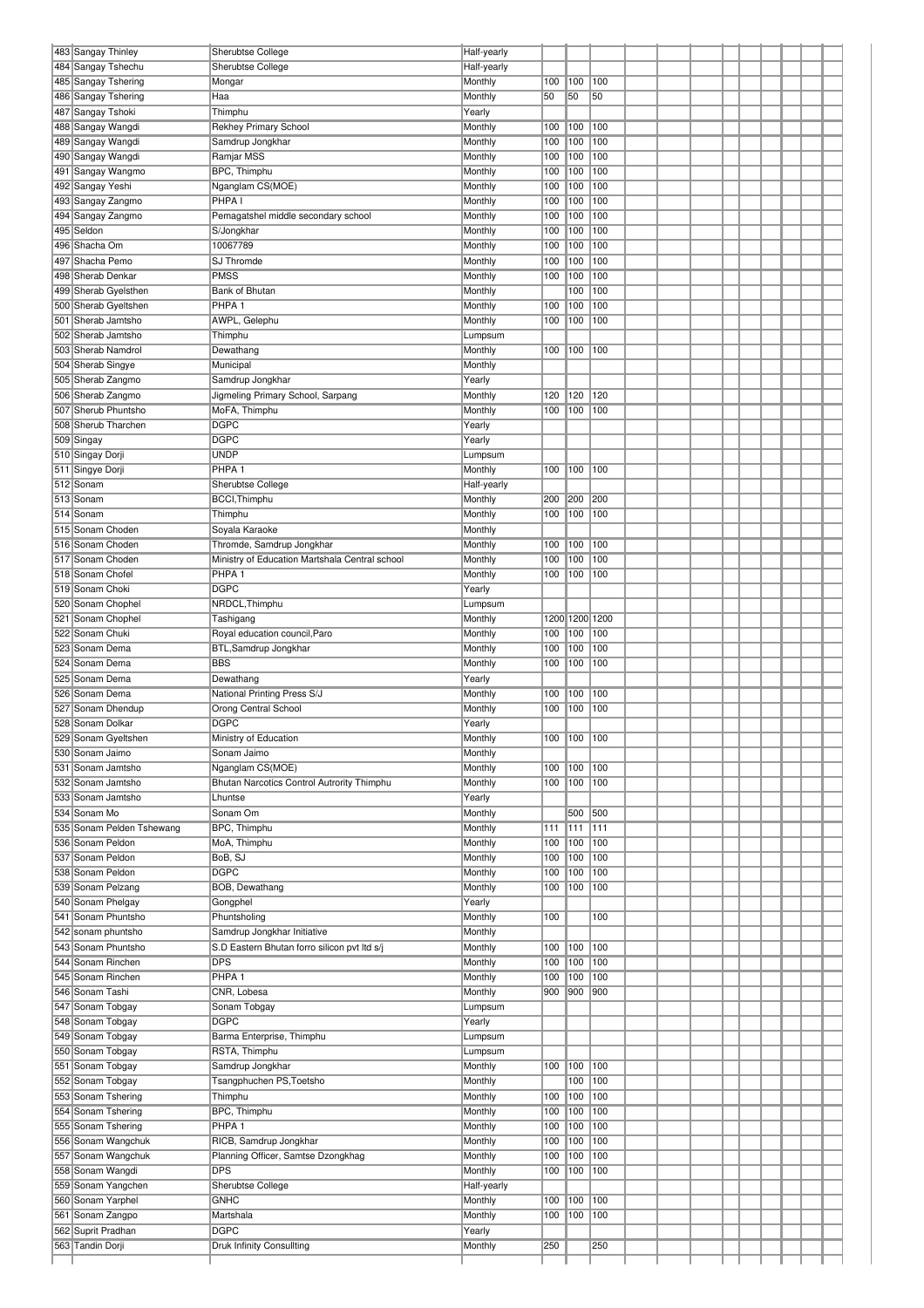| | | | | | | | | | | | | | | | |
|---|---|---|---|---|---|---|---|---|---|---|---|---|---|---|---|
| 483 | Sangay Thinley | Sherubtse College | Half-yearly | | | | | | | | | | | | |
| 484 | Sangay Tshechu | Sherubtse College | Half-yearly | | | | | | | | | | | | |
| 485 | Sangay Tshering | Mongar | Monthly | 100 | 100 | 100 | | | | | | | | | |
| 486 | Sangay Tshering | Haa | Monthly | 50 | 50 | 50 | | | | | | | | | |
| 487 | Sangay Tshoki | Thimphu | Yearly | | | | | | | | | | | | |
| 488 | Sangay Wangdi | Rekhey Primary School | Monthly | 100 | 100 | 100 | | | | | | | | | |
| 489 | Sangay Wangdi | Samdrup Jongkhar | Monthly | 100 | 100 | 100 | | | | | | | | | |
| 490 | Sangay Wangdi | Ramjar MSS | Monthly | 100 | 100 | 100 | | | | | | | | | |
| 491 | Sangay Wangmo | BPC, Thimphu | Monthly | 100 | 100 | 100 | | | | | | | | | |
| 492 | Sangay Yeshi | Nganglam CS(MOE) | Monthly | 100 | 100 | 100 | | | | | | | | | |
| 493 | Sangay Zangmo | PHPA I | Monthly | 100 | 100 | 100 | | | | | | | | | |
| 494 | Sangay Zangmo | Pemagatshel middle secondary school | Monthly | 100 | 100 | 100 | | | | | | | | | |
| 495 | Seldon | S/Jongkhar | Monthly | 100 | 100 | 100 | | | | | | | | | |
| 496 | Shacha Om | 10067789 | Monthly | 100 | 100 | 100 | | | | | | | | | |
| 497 | Shacha Pemo | SJ Thromde | Monthly | 100 | 100 | 100 | | | | | | | | | |
| 498 | Sherab Denkar | PMSS | Monthly | 100 | 100 | 100 | | | | | | | | | |
| 499 | Sherab Gyelsthen | Bank of Bhutan | Monthly | | 100 | 100 | | | | | | | | | |
| 500 | Sherab Gyeltshen | PHPA 1 | Monthly | 100 | 100 | 100 | | | | | | | | | |
| 501 | Sherab Jamtsho | AWPL, Gelephu | Monthly | 100 | 100 | 100 | | | | | | | | | |
| 502 | Sherab Jamtsho | Thimphu | Lumpsum | | | | | | | | | | | | |
| 503 | Sherab Namdrol | Dewathang | Monthly | 100 | 100 | 100 | | | | | | | | | |
| 504 | Sherab Singye | Municipal | Monthly | | | | | | | | | | | | |
| 505 | Sherab Zangmo | Samdrup Jongkhar | Yearly | | | | | | | | | | | | |
| 506 | Sherab Zangmo | Jigmeling Primary School, Sarpang | Monthly | 120 | 120 | 120 | | | | | | | | | |
| 507 | Sherub Phuntsho | MoFA, Thimphu | Monthly | 100 | 100 | 100 | | | | | | | | | |
| 508 | Sherub Tharchen | DGPC | Yearly | | | | | | | | | | | | |
| 509 | Singay | DGPC | Yearly | | | | | | | | | | | | |
| 510 | Singay Dorji | UNDP | Lumpsum | | | | | | | | | | | | |
| 511 | Singye Dorji | PHPA 1 | Monthly | 100 | 100 | 100 | | | | | | | | | |
| 512 | Sonam | Sherubtse College | Half-yearly | | | | | | | | | | | | |
| 513 | Sonam | BCCI,Thimphu | Monthly | 200 | 200 | 200 | | | | | | | | | |
| 514 | Sonam | Thimphu | Monthly | 100 | 100 | 100 | | | | | | | | | |
| 515 | Sonam Choden | Soyala Karaoke | Monthly | | | | | | | | | | | | |
| 516 | Sonam Choden | Thromde, Samdrup Jongkhar | Monthly | 100 | 100 | 100 | | | | | | | | | |
| 517 | Sonam Choden | Ministry of Education Martshala Central school | Monthly | 100 | 100 | 100 | | | | | | | | | |
| 518 | Sonam Chofel | PHPA 1 | Monthly | 100 | 100 | 100 | | | | | | | | | |
| 519 | Sonam Choki | DGPC | Yearly | | | | | | | | | | | | |
| 520 | Sonam Chophel | NRDCL,Thimphu | Lumpsum | | | | | | | | | | | | |
| 521 | Sonam Chophel | Tashigang | Monthly | 1200 | 1200 | 1200 | | | | | | | | | |
| 522 | Sonam Chuki | Royal education council,Paro | Monthly | 100 | 100 | 100 | | | | | | | | | |
| 523 | Sonam Dema | BTL,Samdrup Jongkhar | Monthly | 100 | 100 | 100 | | | | | | | | | |
| 524 | Sonam Dema | BBS | Monthly | 100 | 100 | 100 | | | | | | | | | |
| 525 | Sonam Dema | Dewathang | Yearly | | | | | | | | | | | | |
| 526 | Sonam Dema | National Printing Press S/J | Monthly | 100 | 100 | 100 | | | | | | | | | |
| 527 | Sonam Dhendup | Orong Central School | Monthly | 100 | 100 | 100 | | | | | | | | | |
| 528 | Sonam Dolkar | DGPC | Yearly | | | | | | | | | | | | |
| 529 | Sonam Gyeltshen | Ministry of Education | Monthly | 100 | 100 | 100 | | | | | | | | | |
| 530 | Sonam Jaimo | Sonam Jaimo | Monthly | | | | | | | | | | | | |
| 531 | Sonam Jamtsho | Nganglam CS(MOE) | Monthly | 100 | 100 | 100 | | | | | | | | | |
| 532 | Sonam Jamtsho | Bhutan Narcotics Control Autrority Thimphu | Monthly | 100 | 100 | 100 | | | | | | | | | |
| 533 | Sonam Jamtsho | Lhuntse | Yearly | | | | | | | | | | | | |
| 534 | Sonam Mo | Sonam Om | Monthly | | 500 | 500 | | | | | | | | | |
| 535 | Sonam Pelden Tshewang | BPC, Thimphu | Monthly | 111 | 111 | 111 | | | | | | | | | |
| 536 | Sonam Peldon | MoA, Thimphu | Monthly | 100 | 100 | 100 | | | | | | | | | |
| 537 | Sonam Peldon | BoB, SJ | Monthly | 100 | 100 | 100 | | | | | | | | | |
| 538 | Sonam Peldon | DGPC | Monthly | 100 | 100 | 100 | | | | | | | | | |
| 539 | Sonam Pelzang | BOB, Dewathang | Monthly | 100 | 100 | 100 | | | | | | | | | |
| 540 | Sonam Phelgay | Gongphel | Yearly | | | | | | | | | | | | |
| 541 | Sonam Phuntsho | Phuntsholing | Monthly | 100 | | 100 | | | | | | | | | |
| 542 | sonam phuntsho | Samdrup Jongkhar Initiative | Monthly | | | | | | | | | | | | |
| 543 | Sonam Phuntsho | S.D Eastern Bhutan forro silicon pvt ltd s/j | Monthly | 100 | 100 | 100 | | | | | | | | | |
| 544 | Sonam Rinchen | DPS | Monthly | 100 | 100 | 100 | | | | | | | | | |
| 545 | Sonam Rinchen | PHPA 1 | Monthly | 100 | 100 | 100 | | | | | | | | | |
| 546 | Sonam Tashi | CNR, Lobesa | Monthly | 900 | 900 | 900 | | | | | | | | | |
| 547 | Sonam Tobgay | Sonam Tobgay | Lumpsum | | | | | | | | | | | | |
| 548 | Sonam Tobgay | DGPC | Yearly | | | | | | | | | | | | |
| 549 | Sonam Tobgay | Barma Enterprise, Thimphu | Lumpsum | | | | | | | | | | | | |
| 550 | Sonam Tobgay | RSTA, Thimphu | Lumpsum | | | | | | | | | | | | |
| 551 | Sonam Tobgay | Samdrup Jongkhar | Monthly | 100 | 100 | 100 | | | | | | | | | |
| 552 | Sonam Tobgay | Tsangphuchen PS,Toetsho | Monthly | | 100 | 100 | | | | | | | | | |
| 553 | Sonam Tshering | Thimphu | Monthly | 100 | 100 | 100 | | | | | | | | | |
| 554 | Sonam Tshering | BPC, Thimphu | Monthly | 100 | 100 | 100 | | | | | | | | | |
| 555 | Sonam Tshering | PHPA 1 | Monthly | 100 | 100 | 100 | | | | | | | | | |
| 556 | Sonam Wangchuk | RICB, Samdrup Jongkhar | Monthly | 100 | 100 | 100 | | | | | | | | | |
| 557 | Sonam Wangchuk | Planning Officer, Samtse Dzongkhag | Monthly | 100 | 100 | 100 | | | | | | | | | |
| 558 | Sonam Wangdi | DPS | Monthly | 100 | 100 | 100 | | | | | | | | | |
| 559 | Sonam Yangchen | Sherubtse College | Half-yearly | | | | | | | | | | | | |
| 560 | Sonam Yarphel | GNHC | Monthly | 100 | 100 | 100 | | | | | | | | | |
| 561 | Sonam Zangpo | Martshala | Monthly | 100 | 100 | 100 | | | | | | | | | |
| 562 | Suprit Pradhan | DGPC | Yearly | | | | | | | | | | | | |
| 563 | Tandin Dorji | Druk Infinity Consullting | Monthly | 250 | | 250 | | | | | | | | | |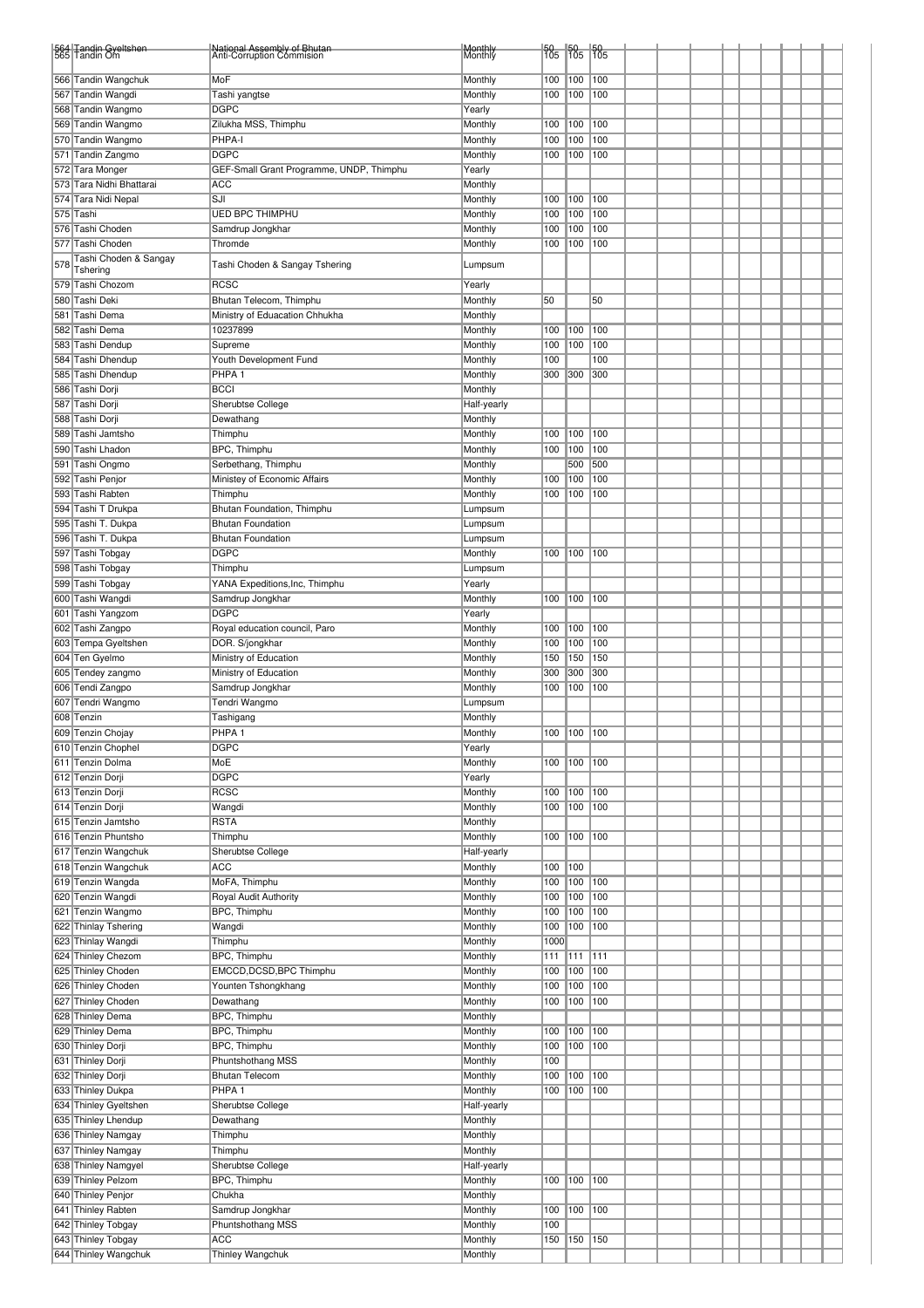| | | | | | | | | | | | | | | | | |
|---|---|---|---|---|---|---|---|---|---|---|---|---|---|---|---|---|
| 564 | Tandin Gyeltshen | National Assembly of Bhutan | Monthly | 50 | 50 | 50 | | | | | | | | | | |
| 565 | Tandin Om | Anti-Corruption Commision | Monthly | 105 | 105 | 105 | | | | | | | | | | |
| 566 | Tandin Wangchuk | MoF | Monthly | 100 | 100 | 100 | | | | | | | | | | |
| 567 | Tandin Wangdi | Tashi yangtse | Monthly | 100 | 100 | 100 | | | | | | | | | | |
| 568 | Tandin Wangmo | DGPC | Yearly | | | | | | | | | | | | | |
| 569 | Tandin Wangmo | Zilukha MSS, Thimphu | Monthly | 100 | 100 | 100 | | | | | | | | | | |
| 570 | Tandin Wangmo | PHPA-I | Monthly | 100 | 100 | 100 | | | | | | | | | | |
| 571 | Tandin Zangmo | DGPC | Monthly | 100 | 100 | 100 | | | | | | | | | | |
| 572 | Tara Monger | GEF-Small Grant Programme, UNDP, Thimphu | Yearly | | | | | | | | | | | | | |
| 573 | Tara Nidhi Bhattarai | ACC | Monthly | | | | | | | | | | | | | |
| 574 | Tara Nidi Nepal | SJI | Monthly | 100 | 100 | 100 | | | | | | | | | | |
| 575 | Tashi | UED BPC THIMPHU | Monthly | 100 | 100 | 100 | | | | | | | | | | |
| 576 | Tashi Choden | Samdrup Jongkhar | Monthly | 100 | 100 | 100 | | | | | | | | | | |
| 577 | Tashi Choden | Thromde | Monthly | 100 | 100 | 100 | | | | | | | | | | |
| 578 | Tashi Choden & Sangay Tshering | Tashi Choden & Sangay Tshering | Lumpsum | | | | | | | | | | | | | |
| 579 | Tashi Chozom | RCSC | Yearly | | | | | | | | | | | | | |
| 580 | Tashi Deki | Bhutan Telecom, Thimphu | Monthly | 50 | | 50 | | | | | | | | | | |
| 581 | Tashi Dema | Ministry of Eduacation Chhukha | Monthly | | | | | | | | | | | | | |
| 582 | Tashi Dema | 10237899 | Monthly | 100 | 100 | 100 | | | | | | | | | | |
| 583 | Tashi Dendup | Supreme | Monthly | 100 | 100 | 100 | | | | | | | | | | |
| 584 | Tashi Dhendup | Youth Development Fund | Monthly | 100 | | 100 | | | | | | | | | | |
| 585 | Tashi Dhendup | PHPA 1 | Monthly | 300 | 300 | 300 | | | | | | | | | | |
| 586 | Tashi Dorji | BCCI | Monthly | | | | | | | | | | | | | |
| 587 | Tashi Dorji | Sherubtse College | Half-yearly | | | | | | | | | | | | | |
| 588 | Tashi Dorji | Dewathang | Monthly | | | | | | | | | | | | | |
| 589 | Tashi Jamtsho | Thimphu | Monthly | 100 | 100 | 100 | | | | | | | | | | |
| 590 | Tashi Lhadon | BPC, Thimphu | Monthly | 100 | 100 | 100 | | | | | | | | | | |
| 591 | Tashi Ongmo | Serbethang, Thimphu | Monthly | | 500 | 500 | | | | | | | | | | |
| 592 | Tashi Penjor | Ministey of Economic Affairs | Monthly | 100 | 100 | 100 | | | | | | | | | | |
| 593 | Tashi Rabten | Thimphu | Monthly | 100 | 100 | 100 | | | | | | | | | | |
| 594 | Tashi T Drukpa | Bhutan Foundation, Thimphu | Lumpsum | | | | | | | | | | | | | |
| 595 | Tashi T. Dukpa | Bhutan Foundation | Lumpsum | | | | | | | | | | | | | |
| 596 | Tashi T. Dukpa | Bhutan Foundation | Lumpsum | | | | | | | | | | | | | |
| 597 | Tashi Tobgay | DGPC | Monthly | 100 | 100 | 100 | | | | | | | | | | |
| 598 | Tashi Tobgay | Thimphu | Lumpsum | | | | | | | | | | | | | |
| 599 | Tashi Tobgay | YANA Expeditions,Inc, Thimphu | Yearly | | | | | | | | | | | | | |
| 600 | Tashi Wangdi | Samdrup Jongkhar | Monthly | 100 | 100 | 100 | | | | | | | | | | |
| 601 | Tashi Yangzom | DGPC | Yearly | | | | | | | | | | | | | |
| 602 | Tashi Zangpo | Royal education council, Paro | Monthly | 100 | 100 | 100 | | | | | | | | | | |
| 603 | Tempa Gyeltshen | DOR. S/jongkhar | Monthly | 100 | 100 | 100 | | | | | | | | | | |
| 604 | Ten Gyelmo | Ministry of Education | Monthly | 150 | 150 | 150 | | | | | | | | | | |
| 605 | Tendey zangmo | Ministry of Education | Monthly | 300 | 300 | 300 | | | | | | | | | | |
| 606 | Tendi Zangpo | Samdrup Jongkhar | Monthly | 100 | 100 | 100 | | | | | | | | | | |
| 607 | Tendri Wangmo | Tendri Wangmo | Lumpsum | | | | | | | | | | | | | |
| 608 | Tenzin | Tashigang | Monthly | | | | | | | | | | | | | |
| 609 | Tenzin Chojay | PHPA 1 | Monthly | 100 | 100 | 100 | | | | | | | | | | |
| 610 | Tenzin Chophel | DGPC | Yearly | | | | | | | | | | | | | |
| 611 | Tenzin Dolma | MoE | Monthly | 100 | 100 | 100 | | | | | | | | | | |
| 612 | Tenzin Dorji | DGPC | Yearly | | | | | | | | | | | | | |
| 613 | Tenzin Dorji | RCSC | Monthly | 100 | 100 | 100 | | | | | | | | | | |
| 614 | Tenzin Dorji | Wangdi | Monthly | 100 | 100 | 100 | | | | | | | | | | |
| 615 | Tenzin Jamtsho | RSTA | Monthly | | | | | | | | | | | | | |
| 616 | Tenzin Phuntsho | Thimphu | Monthly | 100 | 100 | 100 | | | | | | | | | | |
| 617 | Tenzin Wangchuk | Sherubtse College | Half-yearly | | | | | | | | | | | | | |
| 618 | Tenzin Wangchuk | ACC | Monthly | 100 | 100 | | | | | | | | | | | |
| 619 | Tenzin Wangda | MoFA, Thimphu | Monthly | 100 | 100 | 100 | | | | | | | | | | |
| 620 | Tenzin Wangdi | Royal Audit Authority | Monthly | 100 | 100 | 100 | | | | | | | | | | |
| 621 | Tenzin Wangmo | BPC, Thimphu | Monthly | 100 | 100 | 100 | | | | | | | | | | |
| 622 | Thinlay Tshering | Wangdi | Monthly | 100 | 100 | 100 | | | | | | | | | | |
| 623 | Thinlay Wangdi | Thimphu | Monthly | 1000 | | | | | | | | | | | | |
| 624 | Thinley Chezom | BPC, Thimphu | Monthly | 111 | 111 | 111 | | | | | | | | | | |
| 625 | Thinley Choden | EMCCD,DCSD,BPC Thimphu | Monthly | 100 | 100 | 100 | | | | | | | | | | |
| 626 | Thinley Choden | Younten Tshongkhang | Monthly | 100 | 100 | 100 | | | | | | | | | | |
| 627 | Thinley Choden | Dewathang | Monthly | 100 | 100 | 100 | | | | | | | | | | |
| 628 | Thinley Dema | BPC, Thimphu | Monthly | | | | | | | | | | | | | |
| 629 | Thinley Dema | BPC, Thimphu | Monthly | 100 | 100 | 100 | | | | | | | | | | |
| 630 | Thinley Dorji | BPC, Thimphu | Monthly | 100 | 100 | 100 | | | | | | | | | | |
| 631 | Thinley Dorji | Phuntshothang MSS | Monthly | 100 | | | | | | | | | | | | |
| 632 | Thinley Dorji | Bhutan Telecom | Monthly | 100 | 100 | 100 | | | | | | | | | | |
| 633 | Thinley Dukpa | PHPA 1 | Monthly | 100 | 100 | 100 | | | | | | | | | | |
| 634 | Thinley Gyeltshen | Sherubtse College | Half-yearly | | | | | | | | | | | | | |
| 635 | Thinley Lhendup | Dewathang | Monthly | | | | | | | | | | | | | |
| 636 | Thinley Namgay | Thimphu | Monthly | | | | | | | | | | | | | |
| 637 | Thinley Namgay | Thimphu | Monthly | | | | | | | | | | | | | |
| 638 | Thinley Namgyel | Sherubtse College | Half-yearly | | | | | | | | | | | | | |
| 639 | Thinley Pelzom | BPC, Thimphu | Monthly | 100 | 100 | 100 | | | | | | | | | | |
| 640 | Thinley Penjor | Chukha | Monthly | | | | | | | | | | | | | |
| 641 | Thinley Rabten | Samdrup Jongkhar | Monthly | 100 | 100 | 100 | | | | | | | | | | |
| 642 | Thinley Tobgay | Phuntshothang MSS | Monthly | 100 | | | | | | | | | | | | |
| 643 | Thinley Tobgay | ACC | Monthly | 150 | 150 | 150 | | | | | | | | | | |
| 644 | Thinley Wangchuk | Thinley Wangchuk | Monthly | | | | | | | | | | | | | |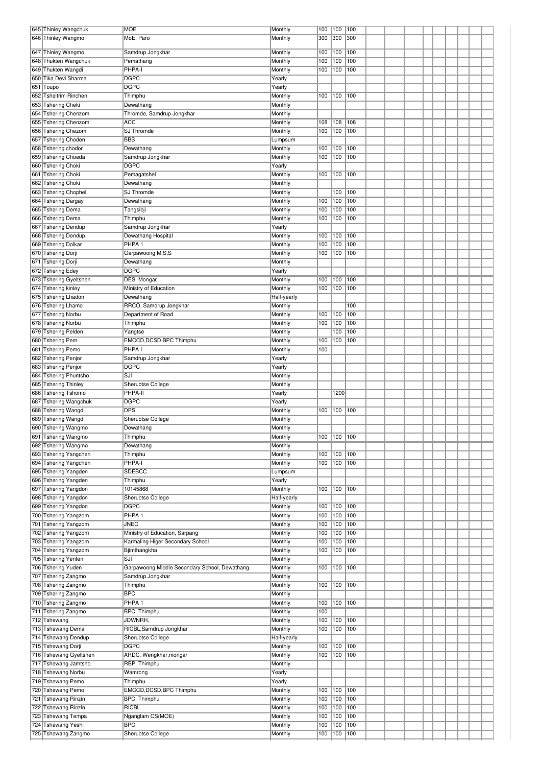| 645 | Thinley Wangchuk | MOE | Monthly | 100 | 100 | 100 | | | | | | | | |
|---|---|---|---|---|---|---|---|---|---|---|---|---|---|---|
| 646 | Thinley Wangmo | MoE, Paro | Monthly | 300 | 300 | 300 | | | | | | | | |
| 647 | Thinley Wangmo | Samdrup Jongkhar | Monthly | 100 | 100 | 100 | | | | | | | | |
| 648 | Thukten Wangchuk | Pemathang | Monthly | 100 | 100 | 100 | | | | | | | | |
| 649 | Thukten Wangdi | PHPA-I | Monthly | 100 | 100 | 100 | | | | | | | | |
| 650 | Tika Devi Sharma | DGPC | Yearly | | | | | | | | | | | |
| 651 | Toupo | DGPC | Yearly | | | | | | | | | | | |
| 652 | Tsheltrim Rinchen | Thimphu | Monthly | 100 | 100 | 100 | | | | | | | | |
| 653 | Tshering Cheki | Dewathang | Monthly | | | | | | | | | | | |
| 654 | Tshering Chenzom | Thromde, Samdrup Jongkhar | Monthly | | | | | | | | | | | |
| 655 | Tshering Chenzom | ACC | Monthly | 108 | 108 | 108 | | | | | | | | |
| 656 | Tshering Chezom | SJ Thromde | Monthly | 100 | 100 | 100 | | | | | | | | |
| 657 | Tshering Choden | BBS | Lumpsum | | | | | | | | | | | |
| 658 | Tshering chodor | Dewathang | Monthly | 100 | 100 | 100 | | | | | | | | |
| 659 | Tshering Choeda | Samdrup Jongkhar | Monthly | 100 | 100 | 100 | | | | | | | | |
| 660 | Tshering Choki | DGPC | Yearly | | | | | | | | | | | |
| 661 | Tshering Choki | Pemagatshel | Monthly | 100 | 100 | 100 | | | | | | | | |
| 662 | Tshering Choki | Dewathang | Monthly | | | | | | | | | | | |
| 663 | Tshering Chophel | SJ Thromde | Monthly | | 100 | 100 | | | | | | | | |
| 664 | Tshering Dargay | Dewathang | Monthly | 100 | 100 | 100 | | | | | | | | |
| 665 | Tshering Dema | Tangsibji | Monthly | 100 | 100 | 100 | | | | | | | | |
| 666 | Tshering Dema | Thimphu | Monthly | 100 | 100 | 100 | | | | | | | | |
| 667 | Tshering Dendup | Samdrup Jongkhar | Yearly | | | | | | | | | | | |
| 668 | Tshering Dendup | Dewathang Hospital | Monthly | 100 | 100 | 100 | | | | | | | | |
| 669 | Tshering Dolkar | PHPA 1 | Monthly | 100 | 100 | 100 | | | | | | | | |
| 670 | Tshering Dorji | Garpawoong M,S,S | Monthly | 100 | 100 | 100 | | | | | | | | |
| 671 | Tshering Dorji | Dewathang | Monthly | | | | | | | | | | | |
| 672 | Tshering Edey | DGPC | Yearly | | | | | | | | | | | |
| 673 | Tshering Gyeltshen | DES, Mongar | Monthly | 100 | 100 | 100 | | | | | | | | |
| 674 | Tshering kinley | Ministry of Education | Monthly | 100 | 100 | 100 | | | | | | | | |
| 675 | Tshering Lhadon | Dewathang | Half-yearly | | | | | | | | | | | |
| 676 | Tshering Lhamo | RRCO, Samdrup Jongkhar | Monthly | | | 100 | | | | | | | | |
| 677 | Tshering Norbu | Department of Road | Monthly | 100 | 100 | 100 | | | | | | | | |
| 678 | Tshering Norbu | Thimphu | Monthly | 100 | 100 | 100 | | | | | | | | |
| 679 | Tshering Pelden | Yangtse | Monthly | | 100 | 100 | | | | | | | | |
| 680 | Tshering Pem | EMCCD,DCSD,BPC Thimphu | Monthly | 100 | 100 | 100 | | | | | | | | |
| 681 | Tshering Pemo | PHPA I | Monthly | 100 | | | | | | | | | | |
| 682 | Tshering Penjor | Samdrup Jongkhar | Yearly | | | | | | | | | | | |
| 683 | Tshering Penjor | DGPC | Yearly | | | | | | | | | | | |
| 684 | Tshering Phuntsho | SJI | Monthly | | | | | | | | | | | |
| 685 | Tshering Thinley | Sherubtse College | Monthly | | | | | | | | | | | |
| 686 | Tshering Tshomo | PHPA-II | Yearly | | 1200 | | | | | | | | | |
| 687 | Tshering Wangchuk | DGPC | Yearly | | | | | | | | | | | |
| 688 | Tshering Wangdi | DPS | Monthly | 100 | 100 | 100 | | | | | | | | |
| 689 | Tshering Wangdi | Sherubtse College | Monthly | | | | | | | | | | | |
| 690 | Tshering Wangmo | Dewathang | Monthly | | | | | | | | | | | |
| 691 | Tshering Wangmo | Thimphu | Monthly | 100 | 100 | 100 | | | | | | | | |
| 692 | Tshering Wangmo | Dewathang | Monthly | | | | | | | | | | | |
| 693 | Tshering Yangchen | Thimphu | Monthly | 100 | 100 | 100 | | | | | | | | |
| 694 | Tshering Yangchen | PHPA-I | Monthly | 100 | 100 | 100 | | | | | | | | |
| 695 | Tshering Yangden | SDEBCC | Lumpsum | | | | | | | | | | | |
| 696 | Tshering Yangden | Thimphu | Yearly | | | | | | | | | | | |
| 697 | Tshering Yangdon | 10145868 | Monthly | 100 | 100 | 100 | | | | | | | | |
| 698 | Tshering Yangdon | Sherubtse College | Half-yearly | | | | | | | | | | | |
| 699 | Tshering Yangdon | DGPC | Monthly | 100 | 100 | 100 | | | | | | | | |
| 700 | Tshering Yangzom | PHPA 1 | Monthly | 100 | 100 | 100 | | | | | | | | |
| 701 | Tshering Yangzom | JNEC | Monthly | 100 | 100 | 100 | | | | | | | | |
| 702 | Tshering Yangzom | Ministry of Education, Sarpang | Monthly | 100 | 100 | 100 | | | | | | | | |
| 703 | Tshering Yangzom | Karmaling Higer Secondary School | Monthly | 100 | 100 | 100 | | | | | | | | |
| 704 | Tshering Yangzom | Bjimthangkha | Monthly | 100 | 100 | 100 | | | | | | | | |
| 705 | Tshering Yenten | SJI | Monthly | | | | | | | | | | | |
| 706 | Tshering Yuden | Garpawoong Middle Secondary School, Dewathang | Monthly | 100 | 100 | 100 | | | | | | | | |
| 707 | Tshering Zangmo | Samdrup Jongkhar | Monthly | | | | | | | | | | | |
| 708 | Tshering Zangmo | Thimphu | Monthly | 100 | 100 | 100 | | | | | | | | |
| 709 | Tshering Zangmo | BPC | Monthly | | | | | | | | | | | |
| 710 | Tshering Zangmo | PHPA 1 | Monthly | 100 | 100 | 100 | | | | | | | | |
| 711 | Tshering Zangmo | BPC, Thimphu | Monthly | 100 | | | | | | | | | | |
| 712 | Tshewang | JDWNRH, | Monthly | 100 | 100 | 100 | | | | | | | | |
| 713 | Tshewang Dema | RICBL,Samdrup Jongkhar | Monthly | 100 | 100 | 100 | | | | | | | | |
| 714 | Tshewang Dendup | Sherubtse College | Half-yearly | | | | | | | | | | | |
| 715 | Tshewang Dorji | DGPC | Monthly | 100 | 100 | 100 | | | | | | | | |
| 716 | Tshewang Gyeltshen | ARDC, Wengkhar,mongar | Monthly | 100 | 100 | 100 | | | | | | | | |
| 717 | Tshewang Jamtsho | RBP, Thimphu | Monthly | | | | | | | | | | | |
| 718 | Tshewang Norbu | Wamrong | Yearly | | | | | | | | | | | |
| 719 | Tshewang Pemo | Thimphu | Yearly | | | | | | | | | | | |
| 720 | Tshewang Pemo | EMCCD,DCSD,BPC Thimphu | Monthly | 100 | 100 | 100 | | | | | | | | |
| 721 | Tshewang Rinzin | BPC, Thimphu | Monthly | 100 | 100 | 100 | | | | | | | | |
| 722 | Tshewang Rinzin | RICBL | Monthly | 100 | 100 | 100 | | | | | | | | |
| 723 | Tshewang Tempa | Nganglam CS(MOE) | Monthly | 100 | 100 | 100 | | | | | | | | |
| 724 | Tshewang Yeshi | BPC | Monthly | 100 | 100 | 100 | | | | | | | | |
| 725 | Tshewang Zangmo | Sherubtse College | Monthly | 100 | 100 | 100 | | | | | | | | |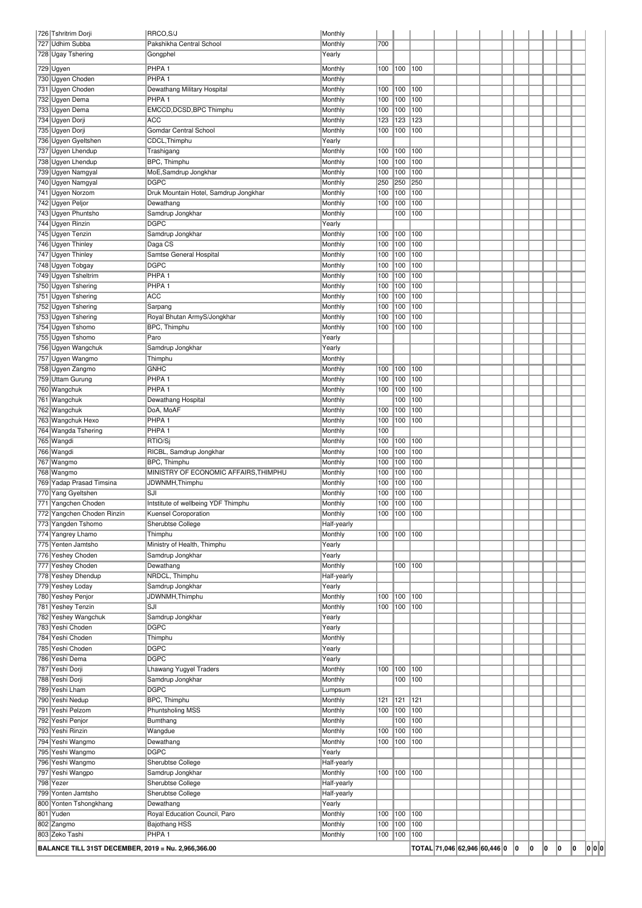| No. | Name | Organization | Frequency | | | | | | | | | | | | |
|---|---|---|---|---|---|---|---|---|---|---|---|---|---|---|---|
| 726 | Tshritrim Dorji | RRCO,S/J | Monthly | | | | | | | | | | | | |
| 727 | Udhim Subba | Pakshikha Central School | Monthly | 700 | | | | | | | | | | | |
| 728 | Ugay Tshering | Gongphel | Yearly | | | | | | | | | | | | |
| 729 | Ugyen | PHPA 1 | Monthly | 100 | 100 | 100 | | | | | | | | | |
| 730 | Ugyen Choden | PHPA 1 | Monthly | | | | | | | | | | | | |
| 731 | Ugyen Choden | Dewathang Military Hospital | Monthly | 100 | 100 | 100 | | | | | | | | | |
| 732 | Ugyen Dema | PHPA 1 | Monthly | 100 | 100 | 100 | | | | | | | | | |
| 733 | Ugyen Dema | EMCCD,DCSD,BPC Thimphu | Monthly | 100 | 100 | 100 | | | | | | | | | |
| 734 | Ugyen Dorji | ACC | Monthly | 123 | 123 | 123 | | | | | | | | | |
| 735 | Ugyen Dorji | Gomdar Central School | Monthly | 100 | 100 | 100 | | | | | | | | | |
| 736 | Ugyen Gyeltshen | CDCL,Thimphu | Yearly | | | | | | | | | | | | |
| 737 | Ugyen Lhendup | Trashigang | Monthly | 100 | 100 | 100 | | | | | | | | | |
| 738 | Ugyen Lhendup | BPC, Thimphu | Monthly | 100 | 100 | 100 | | | | | | | | | |
| 739 | Ugyen Namgyal | MoE,Samdrup Jongkhar | Monthly | 100 | 100 | 100 | | | | | | | | | |
| 740 | Ugyen Namgyal | DGPC | Monthly | 250 | 250 | 250 | | | | | | | | | |
| 741 | Ugyen Norzom | Druk Mountain Hotel, Samdrup Jongkhar | Monthly | 100 | 100 | 100 | | | | | | | | | |
| 742 | Ugyen Peljor | Dewathang | Monthly | 100 | 100 | 100 | | | | | | | | | |
| 743 | Ugyen Phuntsho | Samdrup Jongkhar | Monthly | | 100 | 100 | | | | | | | | | |
| 744 | Ugyen Rinzin | DGPC | Yearly | | | | | | | | | | | | |
| 745 | Ugyen Tenzin | Samdrup Jongkhar | Monthly | 100 | 100 | 100 | | | | | | | | | |
| 746 | Ugyen Thinley | Daga CS | Monthly | 100 | 100 | 100 | | | | | | | | | |
| 747 | Ugyen Thinley | Samtse General Hospital | Monthly | 100 | 100 | 100 | | | | | | | | | |
| 748 | Ugyen Tobgay | DGPC | Monthly | 100 | 100 | 100 | | | | | | | | | |
| 749 | Ugyen Tsheltrim | PHPA 1 | Monthly | 100 | 100 | 100 | | | | | | | | | |
| 750 | Ugyen Tshering | PHPA 1 | Monthly | 100 | 100 | 100 | | | | | | | | | |
| 751 | Ugyen Tshering | ACC | Monthly | 100 | 100 | 100 | | | | | | | | | |
| 752 | Ugyen Tshering | Sarpang | Monthly | 100 | 100 | 100 | | | | | | | | | |
| 753 | Ugyen Tshering | Royal Bhutan ArmyS/Jongkhar | Monthly | 100 | 100 | 100 | | | | | | | | | |
| 754 | Ugyen Tshomo | BPC, Thimphu | Monthly | 100 | 100 | 100 | | | | | | | | | |
| 755 | Ugyen Tshomo | Paro | Yearly | | | | | | | | | | | | |
| 756 | Ugyen Wangchuk | Samdrup Jongkhar | Yearly | | | | | | | | | | | | |
| 757 | Ugyen Wangmo | Thimphu | Monthly | | | | | | | | | | | | |
| 758 | Ugyen Zangmo | GNHC | Monthly | 100 | 100 | 100 | | | | | | | | | |
| 759 | Uttam Gurung | PHPA 1 | Monthly | 100 | 100 | 100 | | | | | | | | | |
| 760 | Wangchuk | PHPA 1 | Monthly | 100 | 100 | 100 | | | | | | | | | |
| 761 | Wangchuk | Dewathang Hospital | Monthly | | 100 | 100 | | | | | | | | | |
| 762 | Wangchuk | DoA, MoAF | Monthly | 100 | 100 | 100 | | | | | | | | | |
| 763 | Wangchuk Hexo | PHPA 1 | Monthly | 100 | 100 | 100 | | | | | | | | | |
| 764 | Wangda Tshering | PHPA 1 | Monthly | 100 | | | | | | | | | | | |
| 765 | Wangdi | RTIO/Sj | Monthly | 100 | 100 | 100 | | | | | | | | | |
| 766 | Wangdi | RICBL, Samdrup Jongkhar | Monthly | 100 | 100 | 100 | | | | | | | | | |
| 767 | Wangmo | BPC, Thimphu | Monthly | 100 | 100 | 100 | | | | | | | | | |
| 768 | Wangmo | MINISTRY OF ECONOMIC AFFAIRS,THIMPHU | Monthly | 100 | 100 | 100 | | | | | | | | | |
| 769 | Yadap Prasad Timsina | JDWNMH,Thimphu | Monthly | 100 | 100 | 100 | | | | | | | | | |
| 770 | Yang Gyeltshen | SJI | Monthly | 100 | 100 | 100 | | | | | | | | | |
| 771 | Yangchen Choden | Intstitute of wellbeing YDF Thimphu | Monthly | 100 | 100 | 100 | | | | | | | | | |
| 772 | Yangchen Choden Rinzin | Kuensel Coroporation | Monthly | 100 | 100 | 100 | | | | | | | | | |
| 773 | Yangden Tshomo | Sherubtse College | Half-yearly | | | | | | | | | | | | |
| 774 | Yangrey Lhamo | Thimphu | Monthly | 100 | 100 | 100 | | | | | | | | | |
| 775 | Yenten Jamtsho | Ministry of Health, Thimphu | Yearly | | | | | | | | | | | | |
| 776 | Yeshey Choden | Samdrup Jongkhar | Yearly | | | | | | | | | | | | |
| 777 | Yeshey Choden | Dewathang | Monthly | | 100 | 100 | | | | | | | | | |
| 778 | Yeshey Dhendup | NRDCL, Thimphu | Half-yearly | | | | | | | | | | | | |
| 779 | Yeshey Loday | Samdrup Jongkhar | Yearly | | | | | | | | | | | | |
| 780 | Yeshey Penjor | JDWNMH,Thimphu | Monthly | 100 | 100 | 100 | | | | | | | | | |
| 781 | Yeshey Tenzin | SJI | Monthly | 100 | 100 | 100 | | | | | | | | | |
| 782 | Yeshey Wangchuk | Samdrup Jongkhar | Yearly | | | | | | | | | | | | |
| 783 | Yeshi Choden | DGPC | Yearly | | | | | | | | | | | | |
| 784 | Yeshi Choden | Thimphu | Monthly | | | | | | | | | | | | |
| 785 | Yeshi Choden | DGPC | Yearly | | | | | | | | | | | | |
| 786 | Yeshi Dema | DGPC | Yearly | | | | | | | | | | | | |
| 787 | Yeshi Dorji | Lhawang Yugyel Traders | Monthly | 100 | 100 | 100 | | | | | | | | | |
| 788 | Yeshi Dorji | Samdrup Jongkhar | Monthly | | 100 | 100 | | | | | | | | | |
| 789 | Yeshi Lham | DGPC | Lumpsum | | | | | | | | | | | | |
| 790 | Yeshi Nedup | BPC, Thimphu | Monthly | 121 | 121 | 121 | | | | | | | | | |
| 791 | Yeshi Pelzom | Phuntsholing MSS | Monthly | 100 | 100 | 100 | | | | | | | | | |
| 792 | Yeshi Penjor | Bumthang | Monthly | | 100 | 100 | | | | | | | | | |
| 793 | Yeshi Rinzin | Wangdue | Monthly | 100 | 100 | 100 | | | | | | | | | |
| 794 | Yeshi Wangmo | Dewathang | Monthly | 100 | 100 | 100 | | | | | | | | | |
| 795 | Yeshi Wangmo | DGPC | Yearly | | | | | | | | | | | | |
| 796 | Yeshi Wangmo | Sherubtse College | Half-yearly | | | | | | | | | | | | |
| 797 | Yeshi Wangpo | Samdrup Jongkhar | Monthly | 100 | 100 | 100 | | | | | | | | | |
| 798 | Yezer | Sherubtse College | Half-yearly | | | | | | | | | | | | |
| 799 | Yonten Jamtsho | Sherubtse College | Half-yearly | | | | | | | | | | | | |
| 800 | Yonten Tshongkhang | Dewathang | Yearly | | | | | | | | | | | | |
| 801 | Yuden | Royal Education Council, Paro | Monthly | 100 | 100 | 100 | | | | | | | | | |
| 802 | Zangmo | Bajothang HSS | Monthly | 100 | 100 | 100 | | | | | | | | | |
| 803 | Zeko Tashi | PHPA 1 | Monthly | 100 | 100 | 100 | | | | | | | | | |
| **BALANCE TILL 31ST DECEMBER, 2019 = Nu. 2,966,366.00** | | | TOTAL | 71,046 | 62,946 | 60,446 | 0 | 0 | 0 | 0 | 0 | 0 | 0 | 0 | 0 |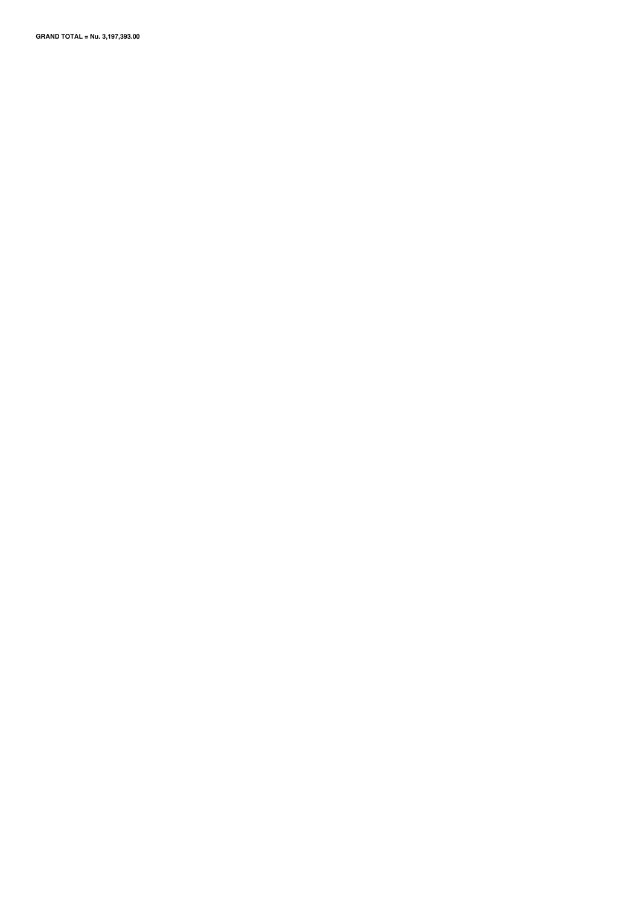**GRAND TOTAL = Nu. 3,197,393.00**